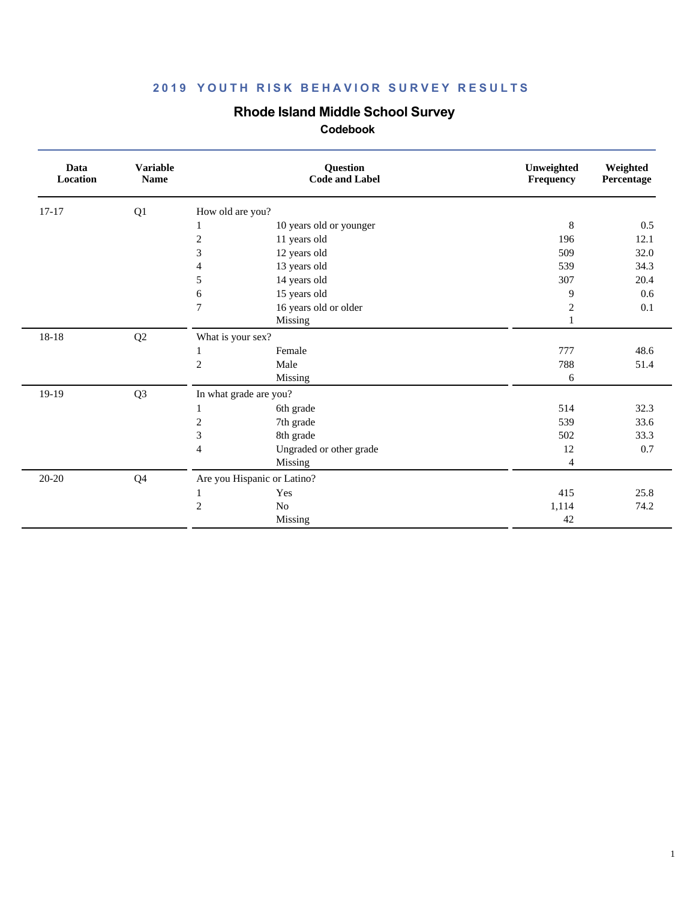# 2019 YOUTH RISK BEHAVIOR SURVEY RESULTS

## Rhode Island Middle School Survey

### Codebook

| Data Location | Variable Name | Question Code | Label | Unweighted Frequency | Weighted Percentage |
|---|---|---|---|---|---|
| 17-17 | Q1 | How old are you? | | | |
| | | 1 | 10 years old or younger | 8 | 0.5 |
| | | 2 | 11 years old | 196 | 12.1 |
| | | 3 | 12 years old | 509 | 32.0 |
| | | 4 | 13 years old | 539 | 34.3 |
| | | 5 | 14 years old | 307 | 20.4 |
| | | 6 | 15 years old | 9 | 0.6 |
| | | 7 | 16 years old or older | 2 | 0.1 |
| | | | Missing | 1 | |
| 18-18 | Q2 | What is your sex? | | | |
| | | 1 | Female | 777 | 48.6 |
| | | 2 | Male | 788 | 51.4 |
| | | | Missing | 6 | |
| 19-19 | Q3 | In what grade are you? | | | |
| | | 1 | 6th grade | 514 | 32.3 |
| | | 2 | 7th grade | 539 | 33.6 |
| | | 3 | 8th grade | 502 | 33.3 |
| | | 4 | Ungraded or other grade | 12 | 0.7 |
| | | | Missing | 4 | |
| 20-20 | Q4 | Are you Hispanic or Latino? | | | |
| | | 1 | Yes | 415 | 25.8 |
| | | 2 | No | 1,114 | 74.2 |
| | | | Missing | 42 | |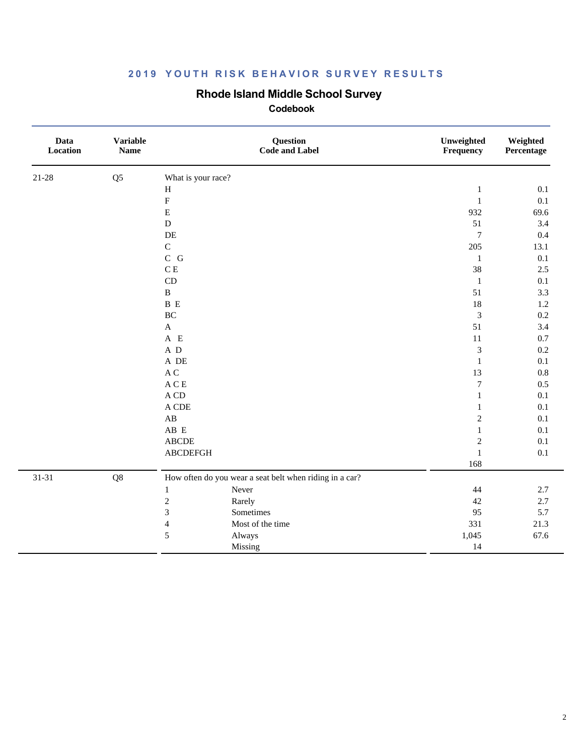## 2019 YOUTH RISK BEHAVIOR SURVEY RESULTS

### Rhode Island Middle School Survey

**Codebook**

| Data Location | Variable Name | Question Code and Label | | Unweighted Frequency | Weighted Percentage |
|---|---|---|---|---|---|
| 21-28 | Q5 | What is your race? | | | |
| | | H | | 1 | 0.1 |
| | | F | | 1 | 0.1 |
| | | E | | 932 | 69.6 |
| | | D | | 51 | 3.4 |
| | | DE | | 7 | 0.4 |
| | | C | | 205 | 13.1 |
| | | C G | | 1 | 0.1 |
| | | C E | | 38 | 2.5 |
| | | CD | | 1 | 0.1 |
| | | B | | 51 | 3.3 |
| | | B E | | 18 | 1.2 |
| | | BC | | 3 | 0.2 |
| | | A | | 51 | 3.4 |
| | | A E | | 11 | 0.7 |
| | | A D | | 3 | 0.2 |
| | | A DE | | 1 | 0.1 |
| | | A C | | 13 | 0.8 |
| | | A C E | | 7 | 0.5 |
| | | A CD | | 1 | 0.1 |
| | | A CDE | | 1 | 0.1 |
| | | AB | | 2 | 0.1 |
| | | AB E | | 1 | 0.1 |
| | | ABCDE | | 2 | 0.1 |
| | | ABCDEFGH | | 1 | 0.1 |
| | | | | 168 | |
| 31-31 | Q8 | How often do you wear a seat belt when riding in a car? | | | |
| | | 1 | Never | 44 | 2.7 |
| | | 2 | Rarely | 42 | 2.7 |
| | | 3 | Sometimes | 95 | 5.7 |
| | | 4 | Most of the time | 331 | 21.3 |
| | | 5 | Always | 1,045 | 67.6 |
| | | | Missing | 14 | |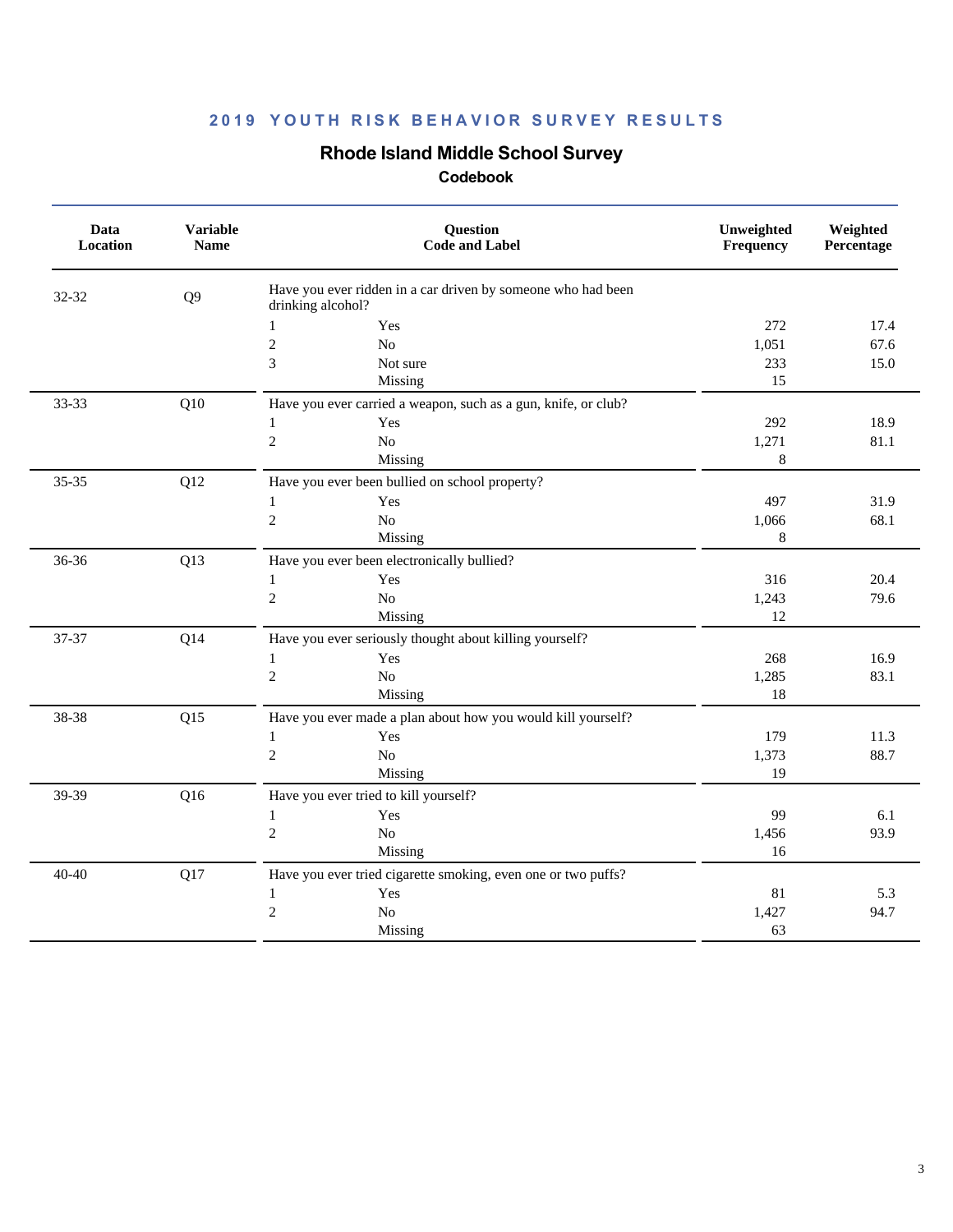## 2019 YOUTH RISK BEHAVIOR SURVEY RESULTS

# Rhode Island Middle School Survey

### Codebook

| Data Location | Variable Name | Question Code and Label | | Unweighted Frequency | Weighted Percentage |
|---|---|---|---|---|---|
| 32-32 | Q9 | Have you ever ridden in a car driven by someone who had been drinking alcohol? | | | |
| | | 1 | Yes | 272 | 17.4 |
| | | 2 | No | 1,051 | 67.6 |
| | | 3 | Not sure | 233 | 15.0 |
| | | | Missing | 15 | |
| 33-33 | Q10 | Have you ever carried a weapon, such as a gun, knife, or club? | | | |
| | | 1 | Yes | 292 | 18.9 |
| | | 2 | No | 1,271 | 81.1 |
| | | | Missing | 8 | |
| 35-35 | Q12 | Have you ever been bullied on school property? | | | |
| | | 1 | Yes | 497 | 31.9 |
| | | 2 | No | 1,066 | 68.1 |
| | | | Missing | 8 | |
| 36-36 | Q13 | Have you ever been electronically bullied? | | | |
| | | 1 | Yes | 316 | 20.4 |
| | | 2 | No | 1,243 | 79.6 |
| | | | Missing | 12 | |
| 37-37 | Q14 | Have you ever seriously thought about killing yourself? | | | |
| | | 1 | Yes | 268 | 16.9 |
| | | 2 | No | 1,285 | 83.1 |
| | | | Missing | 18 | |
| 38-38 | Q15 | Have you ever made a plan about how you would kill yourself? | | | |
| | | 1 | Yes | 179 | 11.3 |
| | | 2 | No | 1,373 | 88.7 |
| | | | Missing | 19 | |
| 39-39 | Q16 | Have you ever tried to kill yourself? | | | |
| | | 1 | Yes | 99 | 6.1 |
| | | 2 | No | 1,456 | 93.9 |
| | | | Missing | 16 | |
| 40-40 | Q17 | Have you ever tried cigarette smoking, even one or two puffs? | | | |
| | | 1 | Yes | 81 | 5.3 |
| | | 2 | No | 1,427 | 94.7 |
| | | | Missing | 63 | |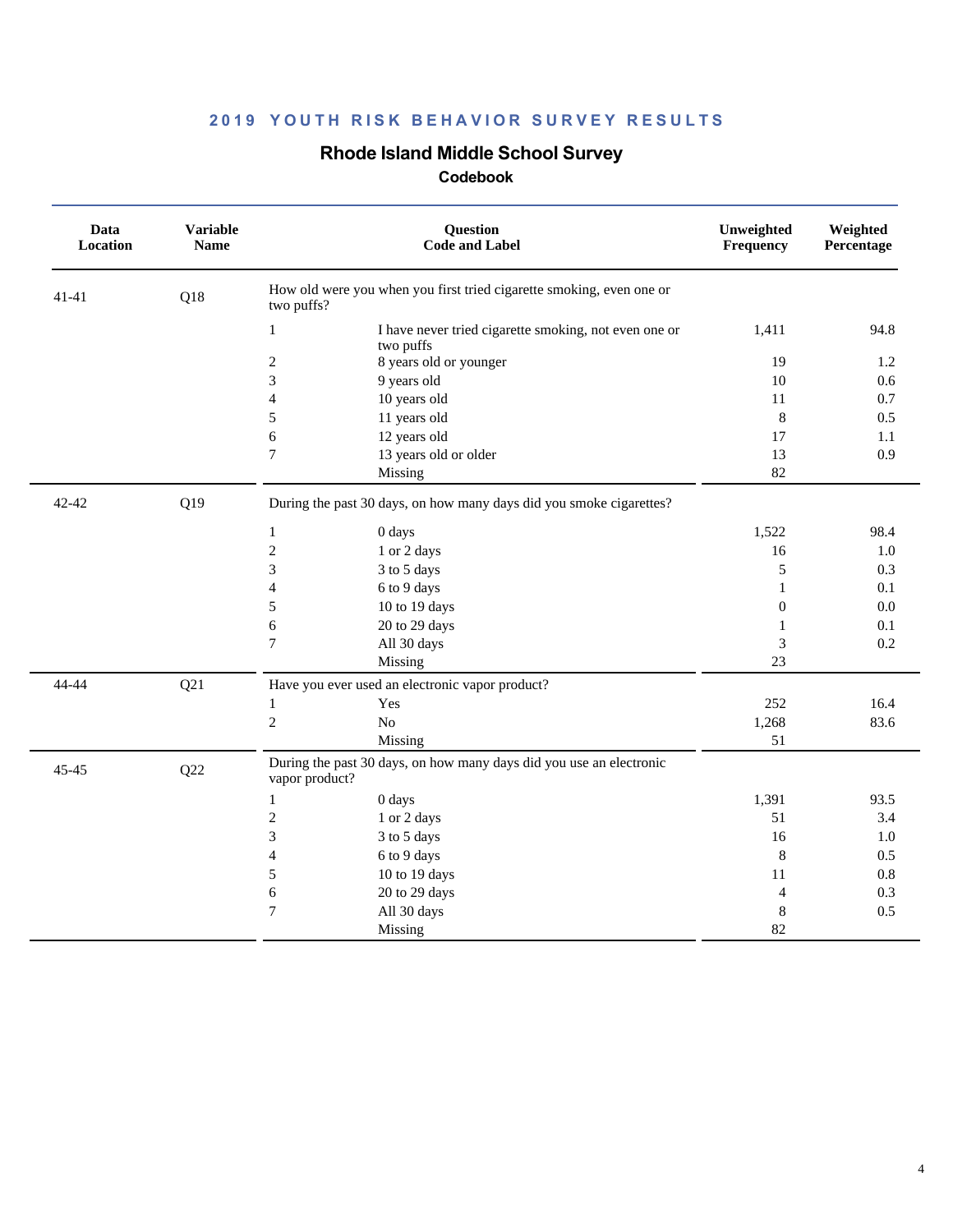## 2019 YOUTH RISK BEHAVIOR SURVEY RESULTS

# Rhode Island Middle School Survey

### Codebook

| Data Location | Variable Name | Question Code and Label | | Unweighted Frequency | Weighted Percentage |
|---|---|---|---|---|---|
| 41-41 | Q18 | How old were you when you first tried cigarette smoking, even one or two puffs? | | | |
| | | 1 | I have never tried cigarette smoking, not even one or two puffs | 1,411 | 94.8 |
| | | 2 | 8 years old or younger | 19 | 1.2 |
| | | 3 | 9 years old | 10 | 0.6 |
| | | 4 | 10 years old | 11 | 0.7 |
| | | 5 | 11 years old | 8 | 0.5 |
| | | 6 | 12 years old | 17 | 1.1 |
| | | 7 | 13 years old or older | 13 | 0.9 |
| | | | Missing | 82 | |
| 42-42 | Q19 | During the past 30 days, on how many days did you smoke cigarettes? | | | |
| | | 1 | 0 days | 1,522 | 98.4 |
| | | 2 | 1 or 2 days | 16 | 1.0 |
| | | 3 | 3 to 5 days | 5 | 0.3 |
| | | 4 | 6 to 9 days | 1 | 0.1 |
| | | 5 | 10 to 19 days | 0 | 0.0 |
| | | 6 | 20 to 29 days | 1 | 0.1 |
| | | 7 | All 30 days | 3 | 0.2 |
| | | | Missing | 23 | |
| 44-44 | Q21 | Have you ever used an electronic vapor product? | | | |
| | | 1 | Yes | 252 | 16.4 |
| | | 2 | No | 1,268 | 83.6 |
| | | | Missing | 51 | |
| 45-45 | Q22 | During the past 30 days, on how many days did you use an electronic vapor product? | | | |
| | | 1 | 0 days | 1,391 | 93.5 |
| | | 2 | 1 or 2 days | 51 | 3.4 |
| | | 3 | 3 to 5 days | 16 | 1.0 |
| | | 4 | 6 to 9 days | 8 | 0.5 |
| | | 5 | 10 to 19 days | 11 | 0.8 |
| | | 6 | 20 to 29 days | 4 | 0.3 |
| | | 7 | All 30 days | 8 | 0.5 |
| | | | Missing | 82 | |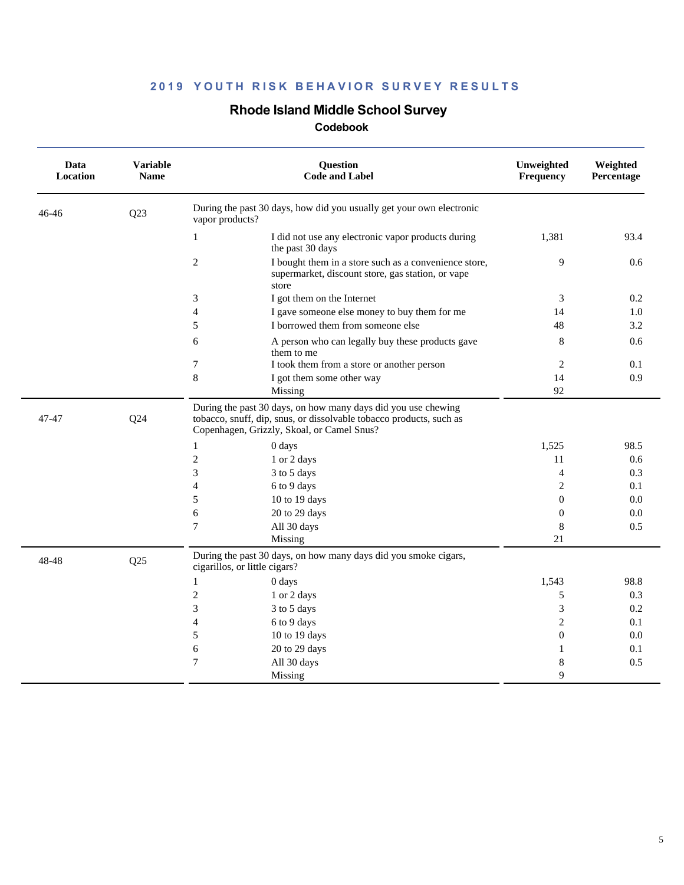## 2019 YOUTH RISK BEHAVIOR SURVEY RESULTS

### Rhode Island Middle School Survey

#### Codebook

| Data Location | Variable Name | Question Code and Label | | Unweighted Frequency | Weighted Percentage |
|---|---|---|---|---|---|
| 46-46 | Q23 | During the past 30 days, how did you usually get your own electronic vapor products? | | | |
| | | 1 | I did not use any electronic vapor products during the past 30 days | 1,381 | 93.4 |
| | | 2 | I bought them in a store such as a convenience store, supermarket, discount store, gas station, or vape store | 9 | 0.6 |
| | | 3 | I got them on the Internet | 3 | 0.2 |
| | | 4 | I gave someone else money to buy them for me | 14 | 1.0 |
| | | 5 | I borrowed them from someone else | 48 | 3.2 |
| | | 6 | A person who can legally buy these products gave them to me | 8 | 0.6 |
| | | 7 | I took them from a store or another person | 2 | 0.1 |
| | | 8 | I got them some other way | 14 | 0.9 |
| | | | Missing | 92 | |
| 47-47 | Q24 | During the past 30 days, on how many days did you use chewing tobacco, snuff, dip, snus, or dissolvable tobacco products, such as Copenhagen, Grizzly, Skoal, or Camel Snus? | | | |
| | | 1 | 0 days | 1,525 | 98.5 |
| | | 2 | 1 or 2 days | 11 | 0.6 |
| | | 3 | 3 to 5 days | 4 | 0.3 |
| | | 4 | 6 to 9 days | 2 | 0.1 |
| | | 5 | 10 to 19 days | 0 | 0.0 |
| | | 6 | 20 to 29 days | 0 | 0.0 |
| | | 7 | All 30 days | 8 | 0.5 |
| | | | Missing | 21 | |
| 48-48 | Q25 | During the past 30 days, on how many days did you smoke cigars, cigarillos, or little cigars? | | | |
| | | 1 | 0 days | 1,543 | 98.8 |
| | | 2 | 1 or 2 days | 5 | 0.3 |
| | | 3 | 3 to 5 days | 3 | 0.2 |
| | | 4 | 6 to 9 days | 2 | 0.1 |
| | | 5 | 10 to 19 days | 0 | 0.0 |
| | | 6 | 20 to 29 days | 1 | 0.1 |
| | | 7 | All 30 days | 8 | 0.5 |
| | | | Missing | 9 | |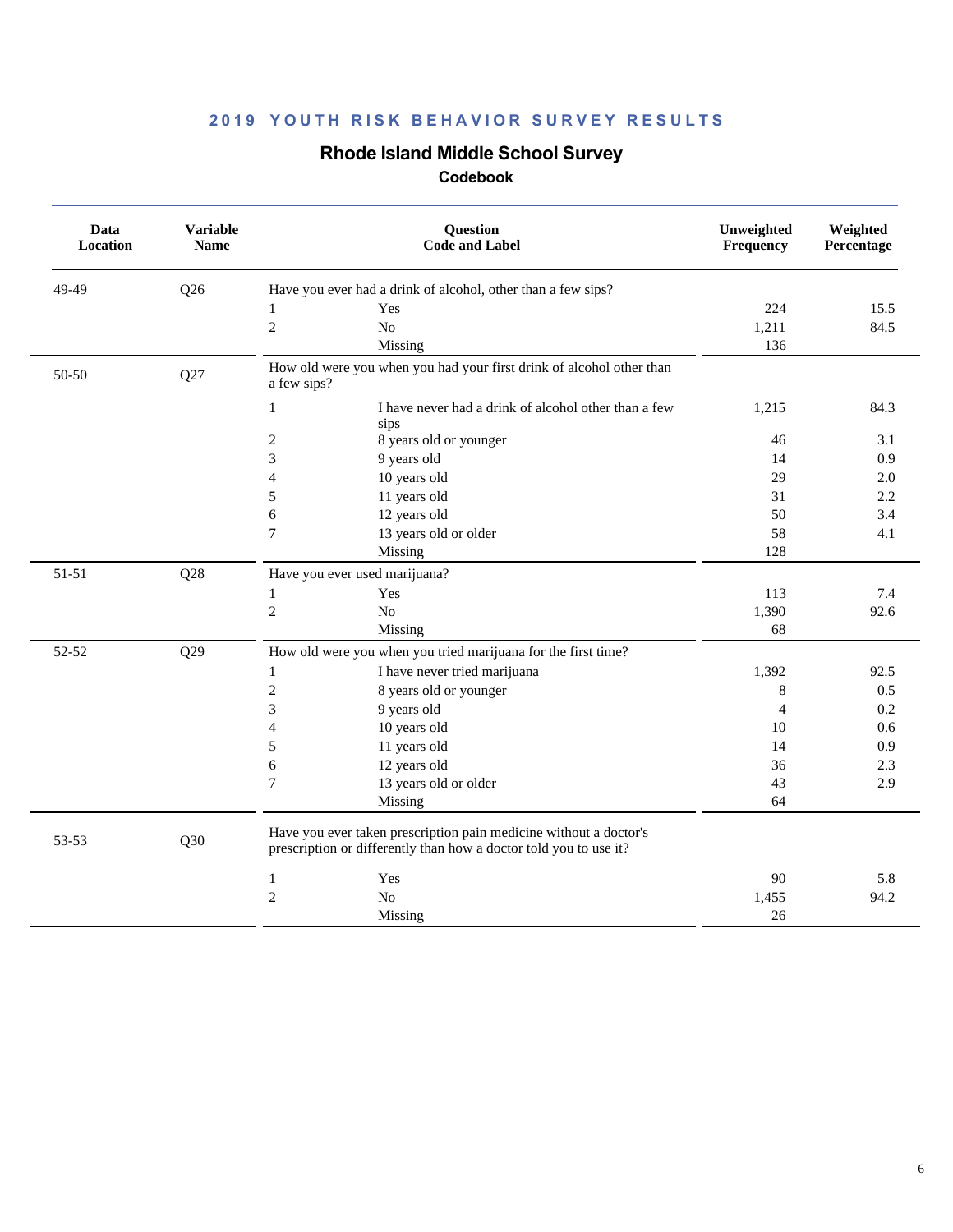## 2019 YOUTH RISK BEHAVIOR SURVEY RESULTS

### Rhode Island Middle School Survey

#### Codebook

| Data Location | Variable Name | Question Code and Label | | Unweighted Frequency | Weighted Percentage |
|---|---|---|---|---|---|
| 49-49 | Q26 | Have you ever had a drink of alcohol, other than a few sips? | | | |
| | | 1 | Yes | 224 | 15.5 |
| | | 2 | No | 1,211 | 84.5 |
| | | | Missing | 136 | |
| 50-50 | Q27 | How old were you when you had your first drink of alcohol other than a few sips? | | | |
| | | 1 | I have never had a drink of alcohol other than a few sips | 1,215 | 84.3 |
| | | 2 | 8 years old or younger | 46 | 3.1 |
| | | 3 | 9 years old | 14 | 0.9 |
| | | 4 | 10 years old | 29 | 2.0 |
| | | 5 | 11 years old | 31 | 2.2 |
| | | 6 | 12 years old | 50 | 3.4 |
| | | 7 | 13 years old or older | 58 | 4.1 |
| | | | Missing | 128 | |
| 51-51 | Q28 | Have you ever used marijuana? | | | |
| | | 1 | Yes | 113 | 7.4 |
| | | 2 | No | 1,390 | 92.6 |
| | | | Missing | 68 | |
| 52-52 | Q29 | How old were you when you tried marijuana for the first time? | | | |
| | | 1 | I have never tried marijuana | 1,392 | 92.5 |
| | | 2 | 8 years old or younger | 8 | 0.5 |
| | | 3 | 9 years old | 4 | 0.2 |
| | | 4 | 10 years old | 10 | 0.6 |
| | | 5 | 11 years old | 14 | 0.9 |
| | | 6 | 12 years old | 36 | 2.3 |
| | | 7 | 13 years old or older | 43 | 2.9 |
| | | | Missing | 64 | |
| 53-53 | Q30 | Have you ever taken prescription pain medicine without a doctor's prescription or differently than how a doctor told you to use it? | | | |
| | | 1 | Yes | 90 | 5.8 |
| | | 2 | No | 1,455 | 94.2 |
| | | | Missing | 26 | |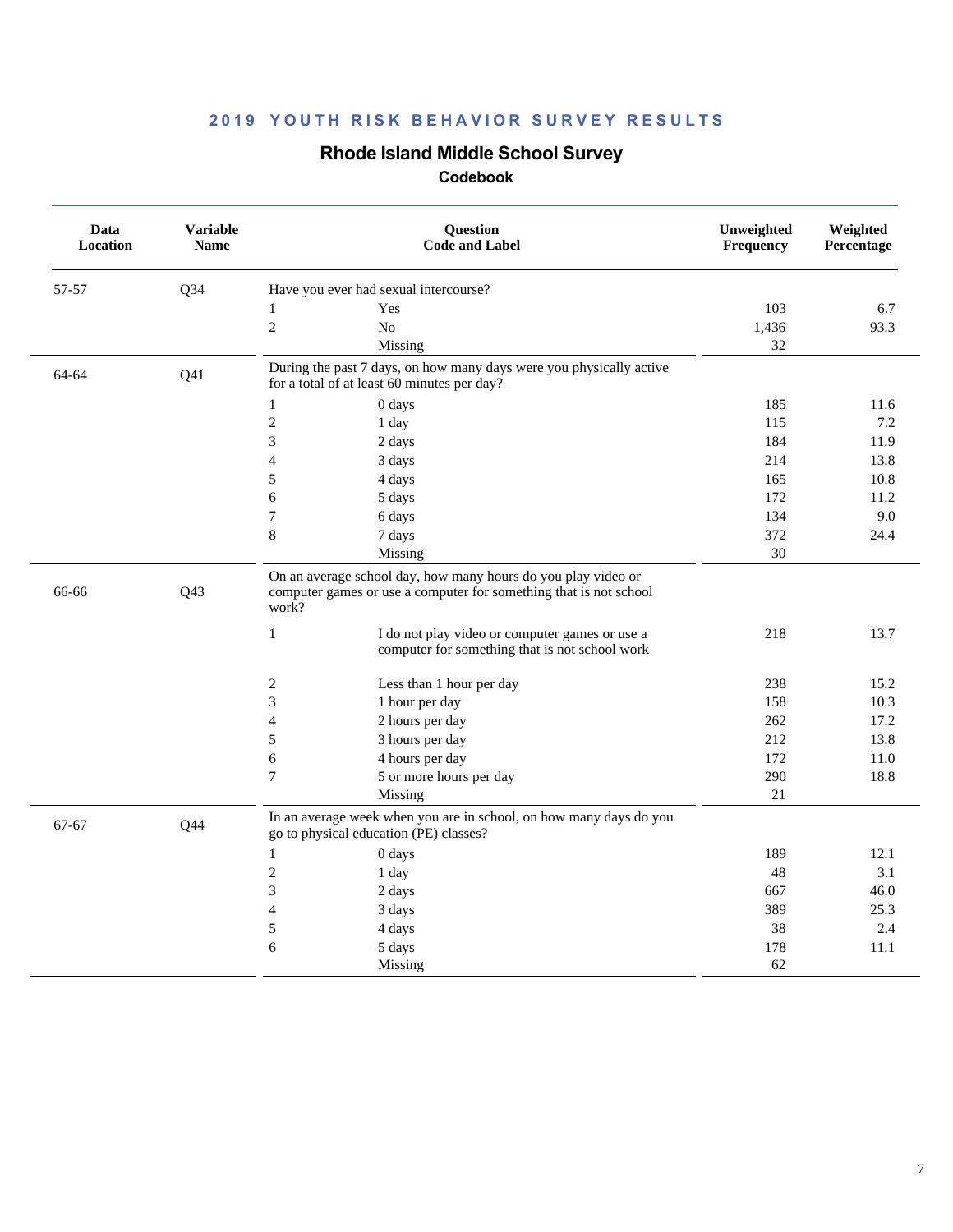## 2019 YOUTH RISK BEHAVIOR SURVEY RESULTS

## Rhode Island Middle School Survey

### Codebook

| Data Location | Variable Name | Question Code and Label | | Unweighted Frequency | Weighted Percentage |
|---|---|---|---|---|---|
| 57-57 | Q34 | Have you ever had sexual intercourse? | | | |
| | | 1 | Yes | 103 | 6.7 |
| | | 2 | No | 1,436 | 93.3 |
| | | | Missing | 32 | |
| 64-64 | Q41 | During the past 7 days, on how many days were you physically active for a total of at least 60 minutes per day? | | | |
| | | 1 | 0 days | 185 | 11.6 |
| | | 2 | 1 day | 115 | 7.2 |
| | | 3 | 2 days | 184 | 11.9 |
| | | 4 | 3 days | 214 | 13.8 |
| | | 5 | 4 days | 165 | 10.8 |
| | | 6 | 5 days | 172 | 11.2 |
| | | 7 | 6 days | 134 | 9.0 |
| | | 8 | 7 days | 372 | 24.4 |
| | | | Missing | 30 | |
| 66-66 | Q43 | On an average school day, how many hours do you play video or computer games or use a computer for something that is not school work? | | | |
| | | 1 | I do not play video or computer games or use a computer for something that is not school work | 218 | 13.7 |
| | | 2 | Less than 1 hour per day | 238 | 15.2 |
| | | 3 | 1 hour per day | 158 | 10.3 |
| | | 4 | 2 hours per day | 262 | 17.2 |
| | | 5 | 3 hours per day | 212 | 13.8 |
| | | 6 | 4 hours per day | 172 | 11.0 |
| | | 7 | 5 or more hours per day | 290 | 18.8 |
| | | | Missing | 21 | |
| 67-67 | Q44 | In an average week when you are in school, on how many days do you go to physical education (PE) classes? | | | |
| | | 1 | 0 days | 189 | 12.1 |
| | | 2 | 1 day | 48 | 3.1 |
| | | 3 | 2 days | 667 | 46.0 |
| | | 4 | 3 days | 389 | 25.3 |
| | | 5 | 4 days | 38 | 2.4 |
| | | 6 | 5 days | 178 | 11.1 |
| | | | Missing | 62 | |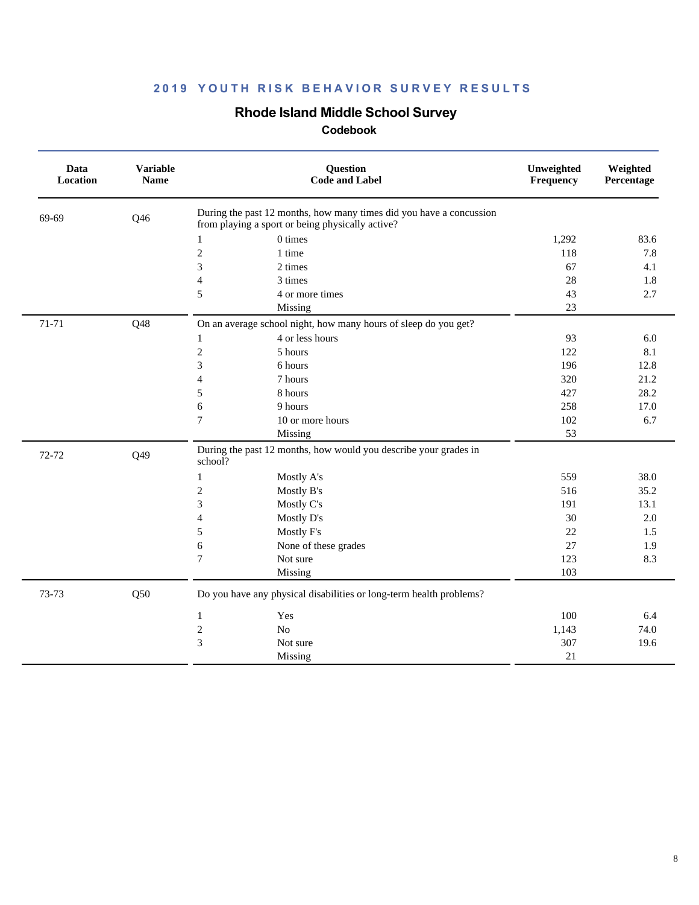# 2019 YOUTH RISK BEHAVIOR SURVEY RESULTS

## Rhode Island Middle School Survey

### Codebook

| Data Location | Variable Name | Question Code and Label | | Unweighted Frequency | Weighted Percentage |
|---|---|---|---|---|---|
| 69-69 | Q46 | During the past 12 months, how many times did you have a concussion from playing a sport or being physically active? | | | |
| | | 1 | 0 times | 1,292 | 83.6 |
| | | 2 | 1 time | 118 | 7.8 |
| | | 3 | 2 times | 67 | 4.1 |
| | | 4 | 3 times | 28 | 1.8 |
| | | 5 | 4 or more times | 43 | 2.7 |
| | | | Missing | 23 | |
| 71-71 | Q48 | On an average school night, how many hours of sleep do you get? | | | |
| | | 1 | 4 or less hours | 93 | 6.0 |
| | | 2 | 5 hours | 122 | 8.1 |
| | | 3 | 6 hours | 196 | 12.8 |
| | | 4 | 7 hours | 320 | 21.2 |
| | | 5 | 8 hours | 427 | 28.2 |
| | | 6 | 9 hours | 258 | 17.0 |
| | | 7 | 10 or more hours | 102 | 6.7 |
| | | | Missing | 53 | |
| 72-72 | Q49 | During the past 12 months, how would you describe your grades in school? | | | |
| | | 1 | Mostly A's | 559 | 38.0 |
| | | 2 | Mostly B's | 516 | 35.2 |
| | | 3 | Mostly C's | 191 | 13.1 |
| | | 4 | Mostly D's | 30 | 2.0 |
| | | 5 | Mostly F's | 22 | 1.5 |
| | | 6 | None of these grades | 27 | 1.9 |
| | | 7 | Not sure | 123 | 8.3 |
| | | | Missing | 103 | |
| 73-73 | Q50 | Do you have any physical disabilities or long-term health problems? | | | |
| | | 1 | Yes | 100 | 6.4 |
| | | 2 | No | 1,143 | 74.0 |
| | | 3 | Not sure | 307 | 19.6 |
| | | | Missing | 21 | |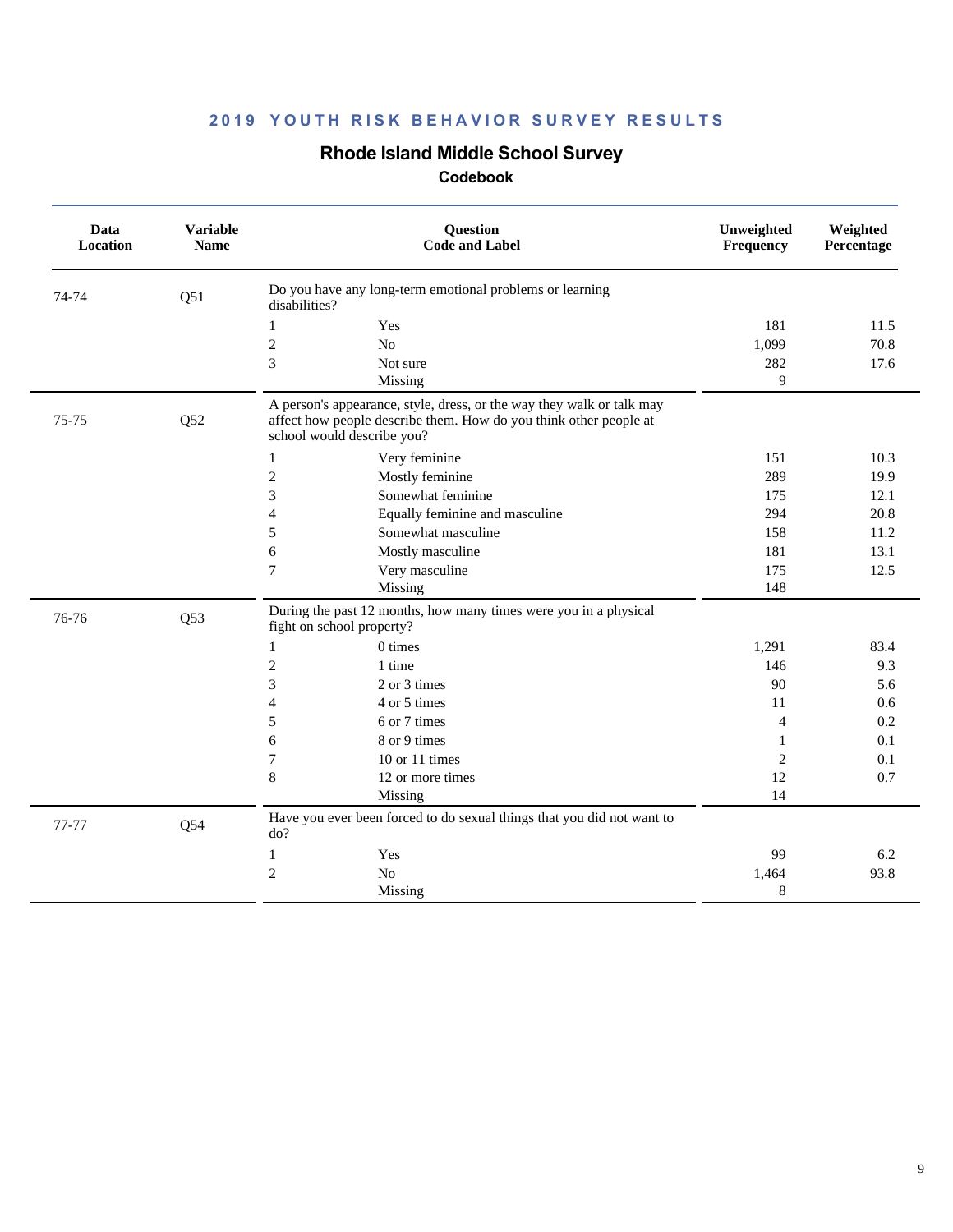## 2019 YOUTH RISK BEHAVIOR SURVEY RESULTS

### Rhode Island Middle School Survey

#### Codebook

| Data Location | Variable Name | Question Code and Label | | Unweighted Frequency | Weighted Percentage |
|---|---|---|---|---|---|
| 74-74 | Q51 | Do you have any long-term emotional problems or learning disabilities? | | | |
| | | 1 | Yes | 181 | 11.5 |
| | | 2 | No | 1,099 | 70.8 |
| | | 3 | Not sure | 282 | 17.6 |
| | | | Missing | 9 | |
| 75-75 | Q52 | A person's appearance, style, dress, or the way they walk or talk may affect how people describe them. How do you think other people at school would describe you? | | | |
| | | 1 | Very feminine | 151 | 10.3 |
| | | 2 | Mostly feminine | 289 | 19.9 |
| | | 3 | Somewhat feminine | 175 | 12.1 |
| | | 4 | Equally feminine and masculine | 294 | 20.8 |
| | | 5 | Somewhat masculine | 158 | 11.2 |
| | | 6 | Mostly masculine | 181 | 13.1 |
| | | 7 | Very masculine | 175 | 12.5 |
| | | | Missing | 148 | |
| 76-76 | Q53 | During the past 12 months, how many times were you in a physical fight on school property? | | | |
| | | 1 | 0 times | 1,291 | 83.4 |
| | | 2 | 1 time | 146 | 9.3 |
| | | 3 | 2 or 3 times | 90 | 5.6 |
| | | 4 | 4 or 5 times | 11 | 0.6 |
| | | 5 | 6 or 7 times | 4 | 0.2 |
| | | 6 | 8 or 9 times | 1 | 0.1 |
| | | 7 | 10 or 11 times | 2 | 0.1 |
| | | 8 | 12 or more times | 12 | 0.7 |
| | | | Missing | 14 | |
| 77-77 | Q54 | Have you ever been forced to do sexual things that you did not want to do? | | | |
| | | 1 | Yes | 99 | 6.2 |
| | | 2 | No | 1,464 | 93.8 |
| | | | Missing | 8 | |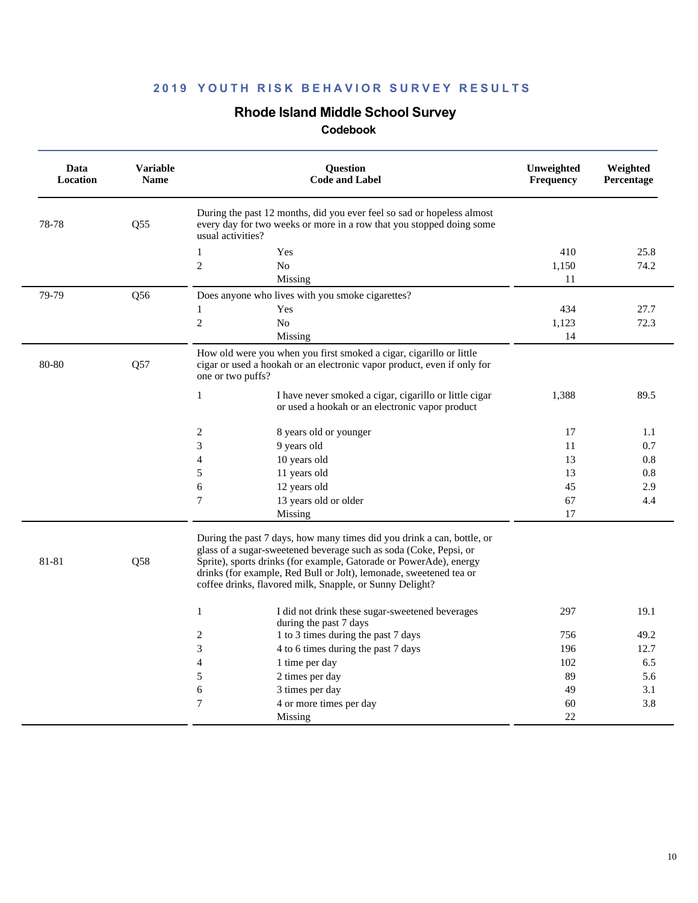## 2019 YOUTH RISK BEHAVIOR SURVEY RESULTS

### Rhode Island Middle School Survey

**Codebook**

| Data Location | Variable Name | Question Code and Label | | Unweighted Frequency | Weighted Percentage |
|---|---|---|---|---|---|
| 78-78 | Q55 | During the past 12 months, did you ever feel so sad or hopeless almost every day for two weeks or more in a row that you stopped doing some usual activities? | | | |
| | | 1 | Yes | 410 | 25.8 |
| | | 2 | No | 1,150 | 74.2 |
| | | | Missing | 11 | |
| 79-79 | Q56 | Does anyone who lives with you smoke cigarettes? | | | |
| | | 1 | Yes | 434 | 27.7 |
| | | 2 | No | 1,123 | 72.3 |
| | | | Missing | 14 | |
| 80-80 | Q57 | How old were you when you first smoked a cigar, cigarillo or little cigar or used a hookah or an electronic vapor product, even if only for one or two puffs? | | | |
| | | 1 | I have never smoked a cigar, cigarillo or little cigar or used a hookah or an electronic vapor product | 1,388 | 89.5 |
| | | 2 | 8 years old or younger | 17 | 1.1 |
| | | 3 | 9 years old | 11 | 0.7 |
| | | 4 | 10 years old | 13 | 0.8 |
| | | 5 | 11 years old | 13 | 0.8 |
| | | 6 | 12 years old | 45 | 2.9 |
| | | 7 | 13 years old or older | 67 | 4.4 |
| | | | Missing | 17 | |
| 81-81 | Q58 | During the past 7 days, how many times did you drink a can, bottle, or glass of a sugar-sweetened beverage such as soda (Coke, Pepsi, or Sprite), sports drinks (for example, Gatorade or PowerAde), energy drinks (for example, Red Bull or Jolt), lemonade, sweetened tea or coffee drinks, flavored milk, Snapple, or Sunny Delight? | | | |
| | | 1 | I did not drink these sugar-sweetened beverages during the past 7 days | 297 | 19.1 |
| | | 2 | 1 to 3 times during the past 7 days | 756 | 49.2 |
| | | 3 | 4 to 6 times during the past 7 days | 196 | 12.7 |
| | | 4 | 1 time per day | 102 | 6.5 |
| | | 5 | 2 times per day | 89 | 5.6 |
| | | 6 | 3 times per day | 49 | 3.1 |
| | | 7 | 4 or more times per day | 60 | 3.8 |
| | | | Missing | 22 | |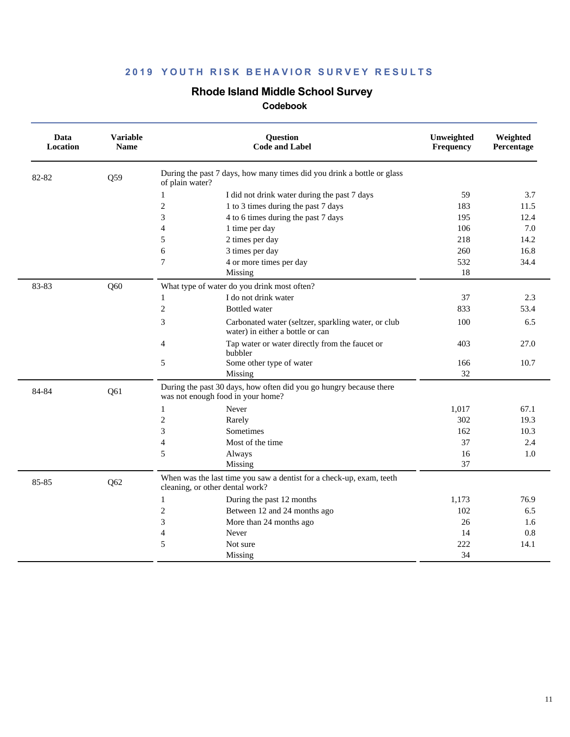# 2019 YOUTH RISK BEHAVIOR SURVEY RESULTS

## Rhode Island Middle School Survey

### Codebook

| Data Location | Variable Name | Question Code and Label | | Unweighted Frequency | Weighted Percentage |
|---|---|---|---|---|---|
| 82-82 | Q59 | During the past 7 days, how many times did you drink a bottle or glass of plain water? | | | |
| | | 1 | I did not drink water during the past 7 days | 59 | 3.7 |
| | | 2 | 1 to 3 times during the past 7 days | 183 | 11.5 |
| | | 3 | 4 to 6 times during the past 7 days | 195 | 12.4 |
| | | 4 | 1 time per day | 106 | 7.0 |
| | | 5 | 2 times per day | 218 | 14.2 |
| | | 6 | 3 times per day | 260 | 16.8 |
| | | 7 | 4 or more times per day | 532 | 34.4 |
| | | | Missing | 18 | |
| 83-83 | Q60 | What type of water do you drink most often? | | | |
| | | 1 | I do not drink water | 37 | 2.3 |
| | | 2 | Bottled water | 833 | 53.4 |
| | | 3 | Carbonated water (seltzer, sparkling water, or club water) in either a bottle or can | 100 | 6.5 |
| | | 4 | Tap water or water directly from the faucet or bubbler | 403 | 27.0 |
| | | 5 | Some other type of water | 166 | 10.7 |
| | | | Missing | 32 | |
| 84-84 | Q61 | During the past 30 days, how often did you go hungry because there was not enough food in your home? | | | |
| | | 1 | Never | 1,017 | 67.1 |
| | | 2 | Rarely | 302 | 19.3 |
| | | 3 | Sometimes | 162 | 10.3 |
| | | 4 | Most of the time | 37 | 2.4 |
| | | 5 | Always | 16 | 1.0 |
| | | | Missing | 37 | |
| 85-85 | Q62 | When was the last time you saw a dentist for a check-up, exam, teeth cleaning, or other dental work? | | | |
| | | 1 | During the past 12 months | 1,173 | 76.9 |
| | | 2 | Between 12 and 24 months ago | 102 | 6.5 |
| | | 3 | More than 24 months ago | 26 | 1.6 |
| | | 4 | Never | 14 | 0.8 |
| | | 5 | Not sure | 222 | 14.1 |
| | | | Missing | 34 | |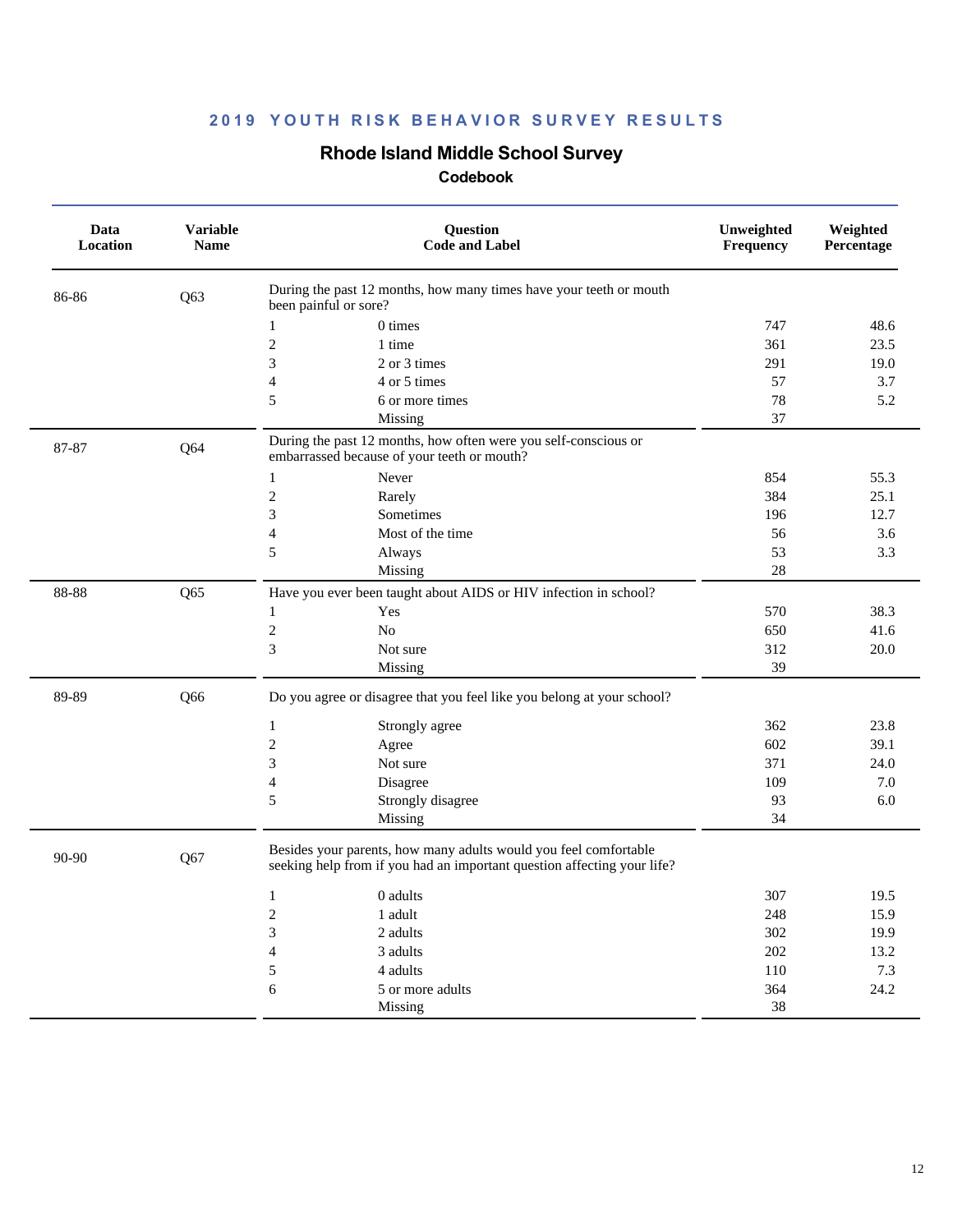## 2019 YOUTH RISK BEHAVIOR SURVEY RESULTS

### Rhode Island Middle School Survey

#### Codebook

| Data Location | Variable Name | Question Code and Label | | Unweighted Frequency | Weighted Percentage |
|---|---|---|---|---|---|
| 86-86 | Q63 | During the past 12 months, how many times have your teeth or mouth been painful or sore? | | | |
| | | 1 | 0 times | 747 | 48.6 |
| | | 2 | 1 time | 361 | 23.5 |
| | | 3 | 2 or 3 times | 291 | 19.0 |
| | | 4 | 4 or 5 times | 57 | 3.7 |
| | | 5 | 6 or more times | 78 | 5.2 |
| | | | Missing | 37 | |
| 87-87 | Q64 | During the past 12 months, how often were you self-conscious or embarrassed because of your teeth or mouth? | | | |
| | | 1 | Never | 854 | 55.3 |
| | | 2 | Rarely | 384 | 25.1 |
| | | 3 | Sometimes | 196 | 12.7 |
| | | 4 | Most of the time | 56 | 3.6 |
| | | 5 | Always | 53 | 3.3 |
| | | | Missing | 28 | |
| 88-88 | Q65 | Have you ever been taught about AIDS or HIV infection in school? | | | |
| | | 1 | Yes | 570 | 38.3 |
| | | 2 | No | 650 | 41.6 |
| | | 3 | Not sure | 312 | 20.0 |
| | | | Missing | 39 | |
| 89-89 | Q66 | Do you agree or disagree that you feel like you belong at your school? | | | |
| | | 1 | Strongly agree | 362 | 23.8 |
| | | 2 | Agree | 602 | 39.1 |
| | | 3 | Not sure | 371 | 24.0 |
| | | 4 | Disagree | 109 | 7.0 |
| | | 5 | Strongly disagree | 93 | 6.0 |
| | | | Missing | 34 | |
| 90-90 | Q67 | Besides your parents, how many adults would you feel comfortable seeking help from if you had an important question affecting your life? | | | |
| | | 1 | 0 adults | 307 | 19.5 |
| | | 2 | 1 adult | 248 | 15.9 |
| | | 3 | 2 adults | 302 | 19.9 |
| | | 4 | 3 adults | 202 | 13.2 |
| | | 5 | 4 adults | 110 | 7.3 |
| | | 6 | 5 or more adults | 364 | 24.2 |
| | | | Missing | 38 | |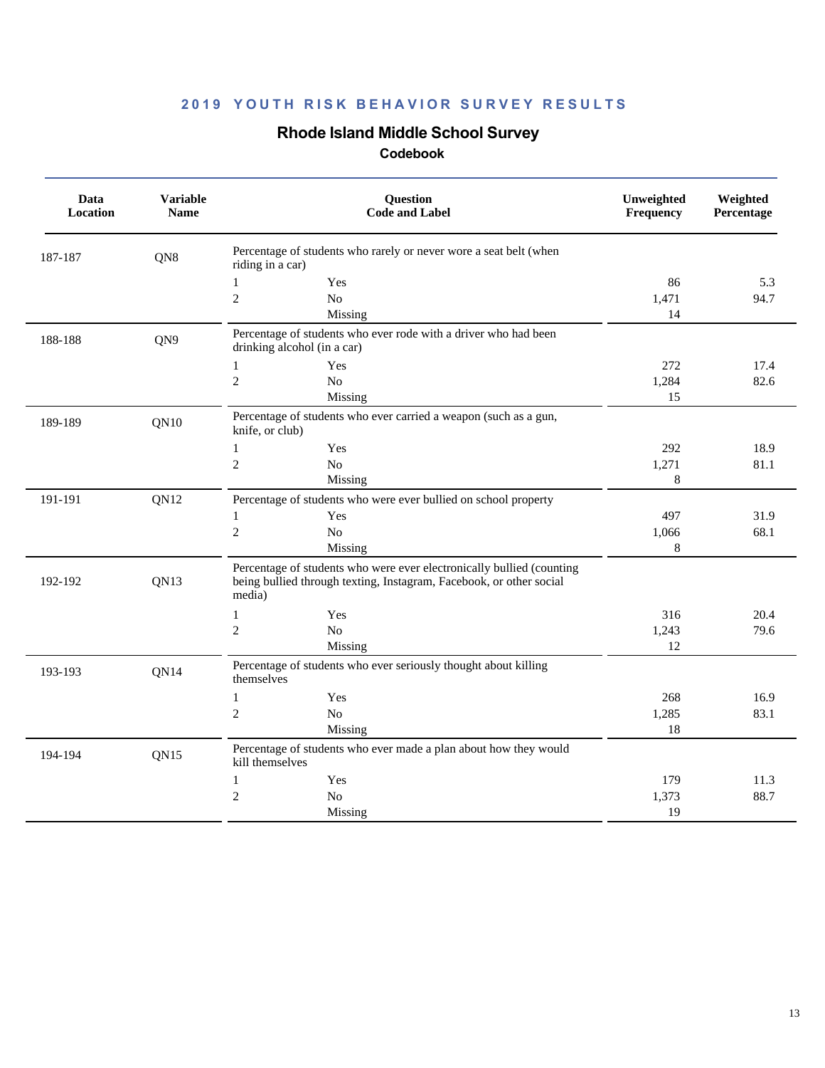# 2019 YOUTH RISK BEHAVIOR SURVEY RESULTS

## Rhode Island Middle School Survey

### Codebook

| Data Location | Variable Name | Question Code and Label | | Unweighted Frequency | Weighted Percentage |
|---|---|---|---|---|---|
| 187-187 | QN8 | Percentage of students who rarely or never wore a seat belt (when riding in a car) | | | |
| | | 1 | Yes | 86 | 5.3 |
| | | 2 | No | 1,471 | 94.7 |
| | | | Missing | 14 | |
| 188-188 | QN9 | Percentage of students who ever rode with a driver who had been drinking alcohol (in a car) | | | |
| | | 1 | Yes | 272 | 17.4 |
| | | 2 | No | 1,284 | 82.6 |
| | | | Missing | 15 | |
| 189-189 | QN10 | Percentage of students who ever carried a weapon (such as a gun, knife, or club) | | | |
| | | 1 | Yes | 292 | 18.9 |
| | | 2 | No | 1,271 | 81.1 |
| | | | Missing | 8 | |
| 191-191 | QN12 | Percentage of students who were ever bullied on school property | | | |
| | | 1 | Yes | 497 | 31.9 |
| | | 2 | No | 1,066 | 68.1 |
| | | | Missing | 8 | |
| 192-192 | QN13 | Percentage of students who were ever electronically bullied (counting being bullied through texting, Instagram, Facebook, or other social media) | | | |
| | | 1 | Yes | 316 | 20.4 |
| | | 2 | No | 1,243 | 79.6 |
| | | | Missing | 12 | |
| 193-193 | QN14 | Percentage of students who ever seriously thought about killing themselves | | | |
| | | 1 | Yes | 268 | 16.9 |
| | | 2 | No | 1,285 | 83.1 |
| | | | Missing | 18 | |
| 194-194 | QN15 | Percentage of students who ever made a plan about how they would kill themselves | | | |
| | | 1 | Yes | 179 | 11.3 |
| | | 2 | No | 1,373 | 88.7 |
| | | | Missing | 19 | |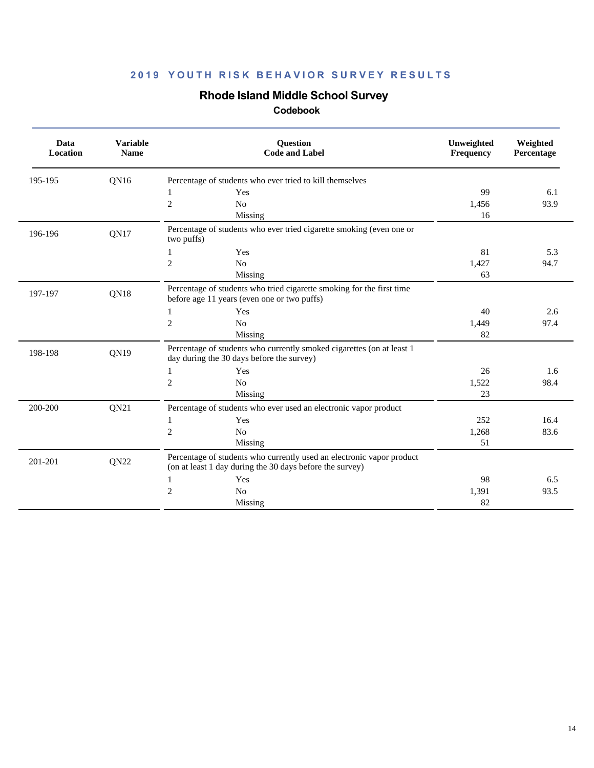## 2019 YOUTH RISK BEHAVIOR SURVEY RESULTS

### Rhode Island Middle School Survey

#### Codebook

| Data Location | Variable Name | Question Code and Label | | Unweighted Frequency | Weighted Percentage |
|---|---|---|---|---|---|
| 195-195 | QN16 | Percentage of students who ever tried to kill themselves | | | |
| | | 1 | Yes | 99 | 6.1 |
| | | 2 | No | 1,456 | 93.9 |
| | | | Missing | 16 | |
| 196-196 | QN17 | Percentage of students who ever tried cigarette smoking (even one or two puffs) | | | |
| | | 1 | Yes | 81 | 5.3 |
| | | 2 | No | 1,427 | 94.7 |
| | | | Missing | 63 | |
| 197-197 | QN18 | Percentage of students who tried cigarette smoking for the first time before age 11 years (even one or two puffs) | | | |
| | | 1 | Yes | 40 | 2.6 |
| | | 2 | No | 1,449 | 97.4 |
| | | | Missing | 82 | |
| 198-198 | QN19 | Percentage of students who currently smoked cigarettes (on at least 1 day during the 30 days before the survey) | | | |
| | | 1 | Yes | 26 | 1.6 |
| | | 2 | No | 1,522 | 98.4 |
| | | | Missing | 23 | |
| 200-200 | QN21 | Percentage of students who ever used an electronic vapor product | | | |
| | | 1 | Yes | 252 | 16.4 |
| | | 2 | No | 1,268 | 83.6 |
| | | | Missing | 51 | |
| 201-201 | QN22 | Percentage of students who currently used an electronic vapor product (on at least 1 day during the 30 days before the survey) | | | |
| | | 1 | Yes | 98 | 6.5 |
| | | 2 | No | 1,391 | 93.5 |
| | | | Missing | 82 | |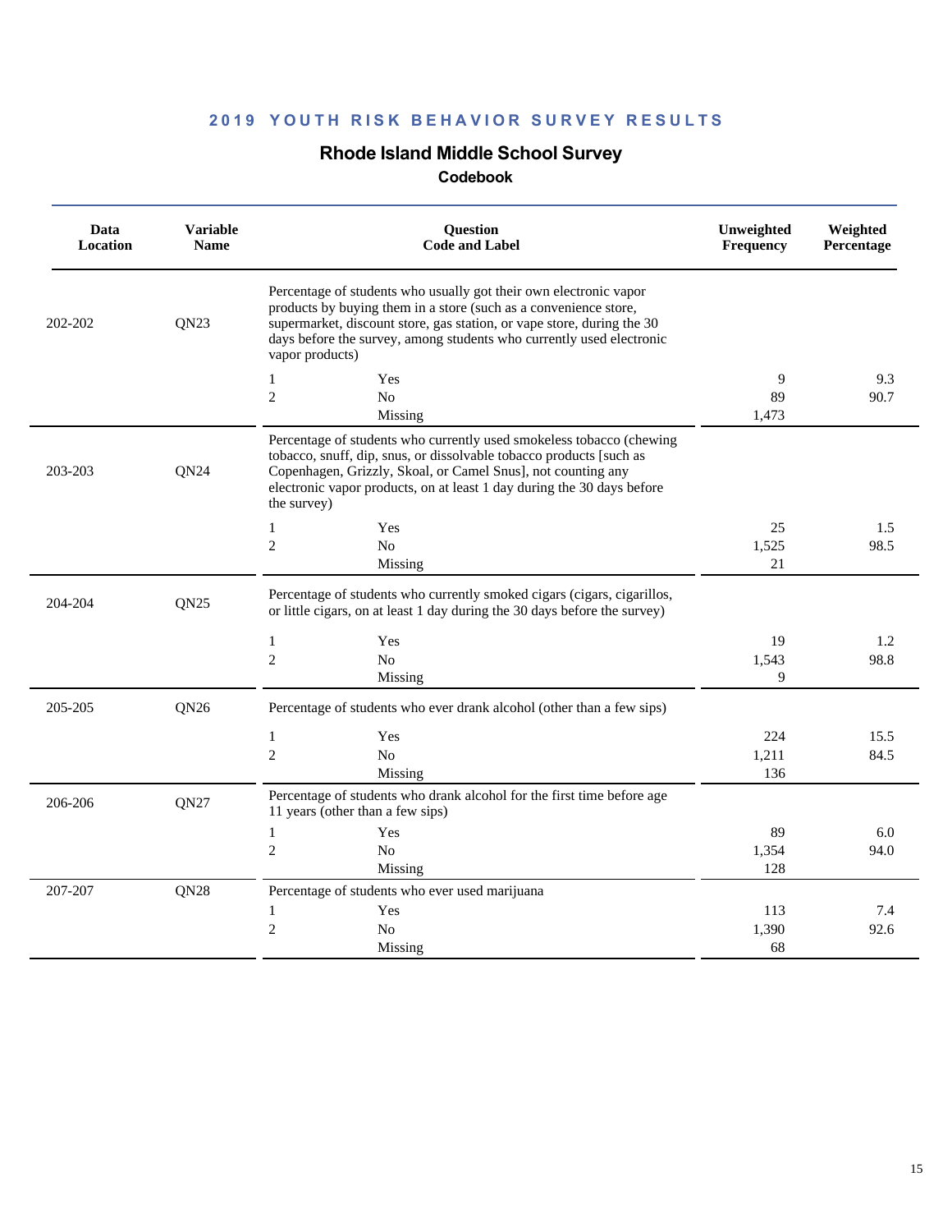## 2019 YOUTH RISK BEHAVIOR SURVEY RESULTS

### Rhode Island Middle School Survey

#### Codebook

| Data Location | Variable Name | Question Code and Label | | Unweighted Frequency | Weighted Percentage |
|---|---|---|---|---|---|
| 202-202 | QN23 | Percentage of students who usually got their own electronic vapor products by buying them in a store (such as a convenience store, supermarket, discount store, gas station, or vape store, during the 30 days before the survey, among students who currently used electronic vapor products) | | | |
| | | 1 | Yes | 9 | 9.3 |
| | | 2 | No | 89 | 90.7 |
| | | | Missing | 1,473 | |
| 203-203 | QN24 | Percentage of students who currently used smokeless tobacco (chewing tobacco, snuff, dip, snus, or dissolvable tobacco products [such as Copenhagen, Grizzly, Skoal, or Camel Snus], not counting any electronic vapor products, on at least 1 day during the 30 days before the survey) | | | |
| | | 1 | Yes | 25 | 1.5 |
| | | 2 | No | 1,525 | 98.5 |
| | | | Missing | 21 | |
| 204-204 | QN25 | Percentage of students who currently smoked cigars (cigars, cigarillos, or little cigars, on at least 1 day during the 30 days before the survey) | | | |
| | | 1 | Yes | 19 | 1.2 |
| | | 2 | No | 1,543 | 98.8 |
| | | | Missing | 9 | |
| 205-205 | QN26 | Percentage of students who ever drank alcohol (other than a few sips) | | | |
| | | 1 | Yes | 224 | 15.5 |
| | | 2 | No | 1,211 | 84.5 |
| | | | Missing | 136 | |
| 206-206 | QN27 | Percentage of students who drank alcohol for the first time before age 11 years (other than a few sips) | | | |
| | | 1 | Yes | 89 | 6.0 |
| | | 2 | No | 1,354 | 94.0 |
| | | | Missing | 128 | |
| 207-207 | QN28 | Percentage of students who ever used marijuana | | | |
| | | 1 | Yes | 113 | 7.4 |
| | | 2 | No | 1,390 | 92.6 |
| | | | Missing | 68 | |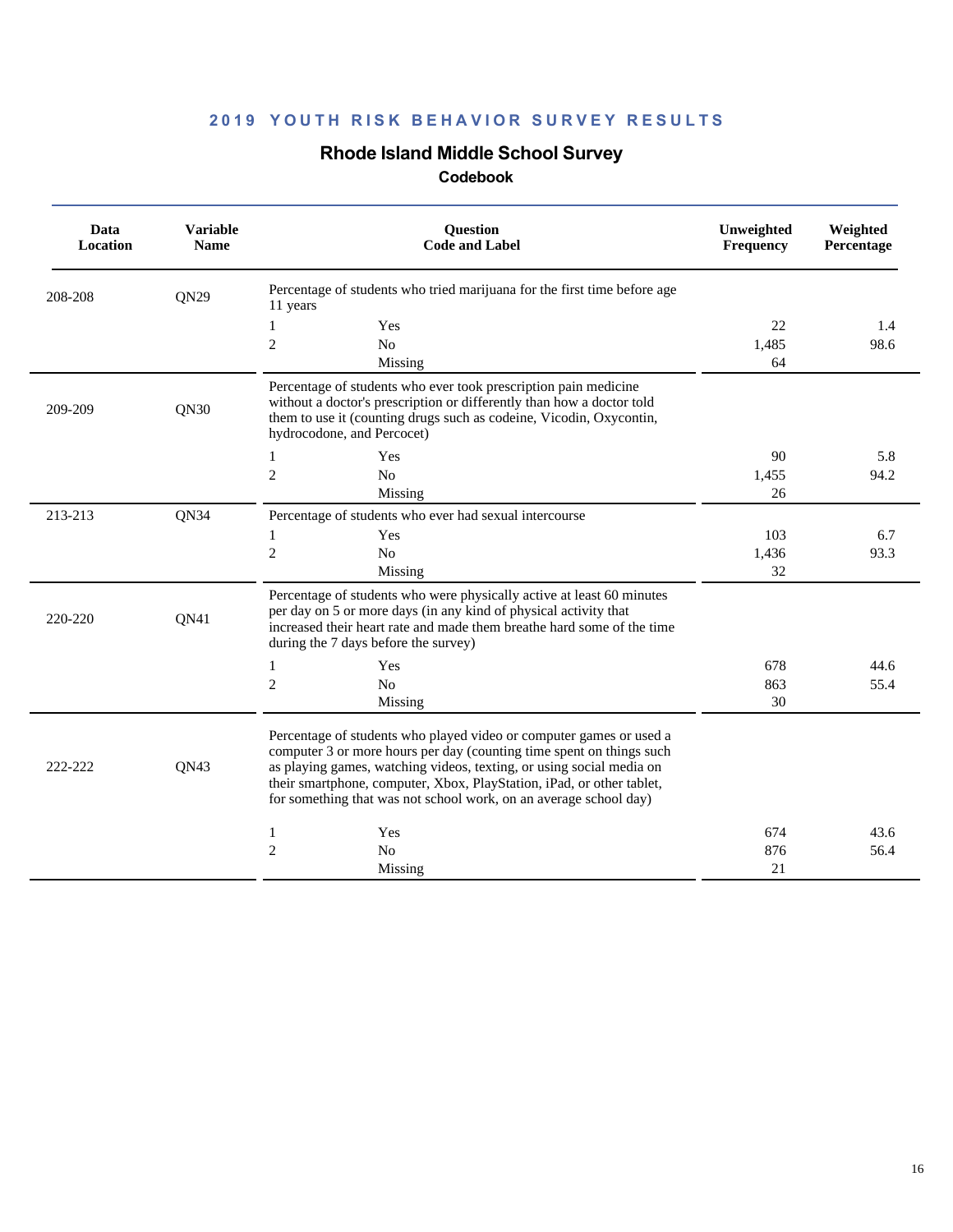## 2019 YOUTH RISK BEHAVIOR SURVEY RESULTS

# Rhode Island Middle School Survey

### Codebook

| Data Location | Variable Name | Question Code and Label | | Unweighted Frequency | Weighted Percentage |
|---|---|---|---|---|---|
| 208-208 | QN29 | Percentage of students who tried marijuana for the first time before age 11 years | | | |
| | | 1 | Yes | 22 | 1.4 |
| | | 2 | No | 1,485 | 98.6 |
| | | | Missing | 64 | |
| 209-209 | QN30 | Percentage of students who ever took prescription pain medicine without a doctor's prescription or differently than how a doctor told them to use it (counting drugs such as codeine, Vicodin, Oxycontin, hydrocodone, and Percocet) | | | |
| | | 1 | Yes | 90 | 5.8 |
| | | 2 | No | 1,455 | 94.2 |
| | | | Missing | 26 | |
| 213-213 | QN34 | Percentage of students who ever had sexual intercourse | | | |
| | | 1 | Yes | 103 | 6.7 |
| | | 2 | No | 1,436 | 93.3 |
| | | | Missing | 32 | |
| 220-220 | QN41 | Percentage of students who were physically active at least 60 minutes per day on 5 or more days (in any kind of physical activity that increased their heart rate and made them breathe hard some of the time during the 7 days before the survey) | | | |
| | | 1 | Yes | 678 | 44.6 |
| | | 2 | No | 863 | 55.4 |
| | | | Missing | 30 | |
| 222-222 | QN43 | Percentage of students who played video or computer games or used a computer 3 or more hours per day (counting time spent on things such as playing games, watching videos, texting, or using social media on their smartphone, computer, Xbox, PlayStation, iPad, or other tablet, for something that was not school work, on an average school day) | | | |
| | | 1 | Yes | 674 | 43.6 |
| | | 2 | No | 876 | 56.4 |
| | | | Missing | 21 | |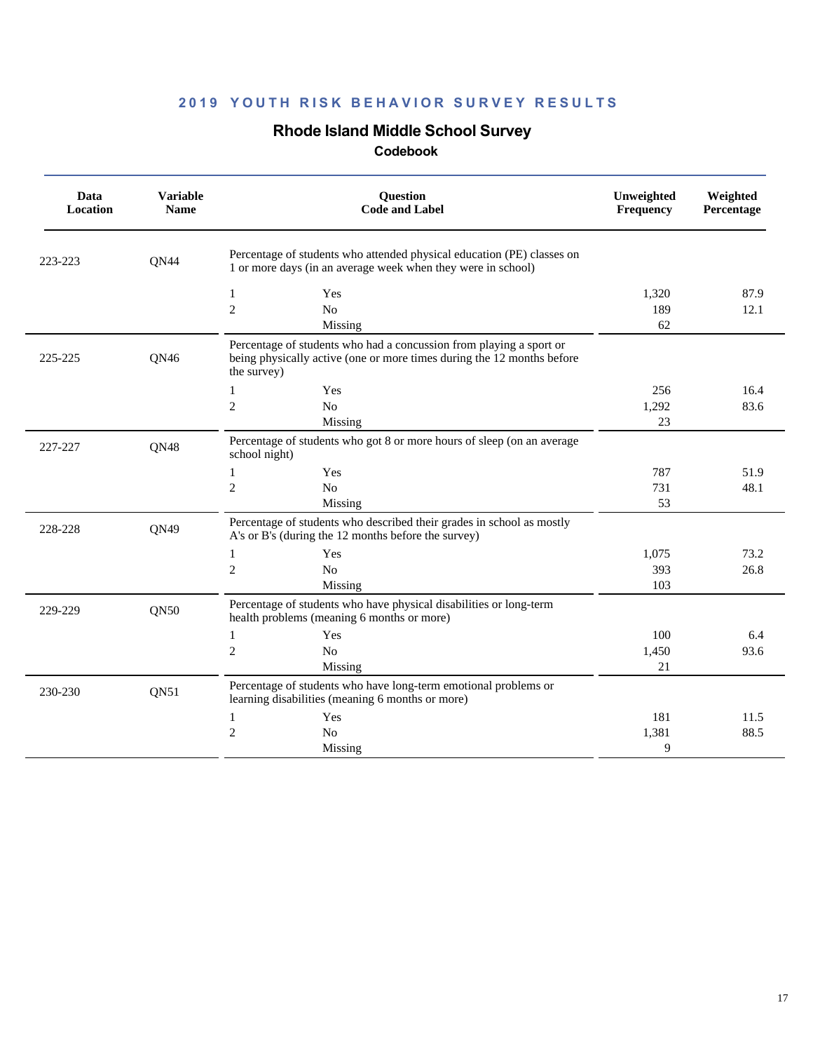## 2019 YOUTH RISK BEHAVIOR SURVEY RESULTS

### Rhode Island Middle School Survey

**Codebook**

| Data Location | Variable Name | Question Code and Label | | Unweighted Frequency | Weighted Percentage |
|---|---|---|---|---|---|
| 223-223 | QN44 | Percentage of students who attended physical education (PE) classes on 1 or more days (in an average week when they were in school) | | | |
| | | 1 | Yes | 1,320 | 87.9 |
| | | 2 | No | 189 | 12.1 |
| | | | Missing | 62 | |
| 225-225 | QN46 | Percentage of students who had a concussion from playing a sport or being physically active (one or more times during the 12 months before the survey) | | | |
| | | 1 | Yes | 256 | 16.4 |
| | | 2 | No | 1,292 | 83.6 |
| | | | Missing | 23 | |
| 227-227 | QN48 | Percentage of students who got 8 or more hours of sleep (on an average school night) | | | |
| | | 1 | Yes | 787 | 51.9 |
| | | 2 | No | 731 | 48.1 |
| | | | Missing | 53 | |
| 228-228 | QN49 | Percentage of students who described their grades in school as mostly A's or B's (during the 12 months before the survey) | | | |
| | | 1 | Yes | 1,075 | 73.2 |
| | | 2 | No | 393 | 26.8 |
| | | | Missing | 103 | |
| 229-229 | QN50 | Percentage of students who have physical disabilities or long-term health problems (meaning 6 months or more) | | | |
| | | 1 | Yes | 100 | 6.4 |
| | | 2 | No | 1,450 | 93.6 |
| | | | Missing | 21 | |
| 230-230 | QN51 | Percentage of students who have long-term emotional problems or learning disabilities (meaning 6 months or more) | | | |
| | | 1 | Yes | 181 | 11.5 |
| | | 2 | No | 1,381 | 88.5 |
| | | | Missing | 9 | |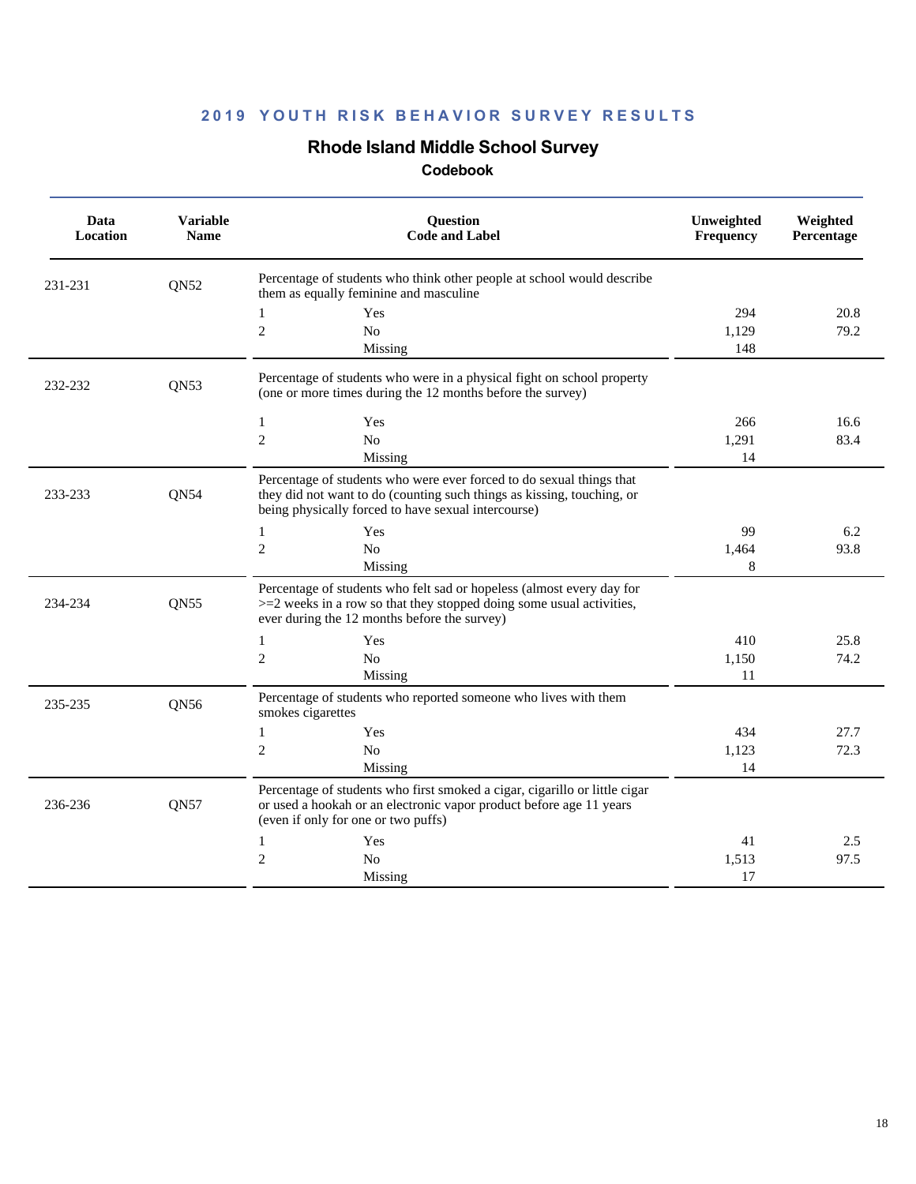## 2019 YOUTH RISK BEHAVIOR SURVEY RESULTS

### Rhode Island Middle School Survey

**Codebook**

| Data Location | Variable Name | Question Code and Label | | Unweighted Frequency | Weighted Percentage |
|---|---|---|---|---|---|
| 231-231 | QN52 | Percentage of students who think other people at school would describe them as equally feminine and masculine | | | |
| | | 1 | Yes | 294 | 20.8 |
| | | 2 | No | 1,129 | 79.2 |
| | | | Missing | 148 | |
| 232-232 | QN53 | Percentage of students who were in a physical fight on school property (one or more times during the 12 months before the survey) | | | |
| | | 1 | Yes | 266 | 16.6 |
| | | 2 | No | 1,291 | 83.4 |
| | | | Missing | 14 | |
| 233-233 | QN54 | Percentage of students who were ever forced to do sexual things that they did not want to do (counting such things as kissing, touching, or being physically forced to have sexual intercourse) | | | |
| | | 1 | Yes | 99 | 6.2 |
| | | 2 | No | 1,464 | 93.8 |
| | | | Missing | 8 | |
| 234-234 | QN55 | Percentage of students who felt sad or hopeless (almost every day for >=2 weeks in a row so that they stopped doing some usual activities, ever during the 12 months before the survey) | | | |
| | | 1 | Yes | 410 | 25.8 |
| | | 2 | No | 1,150 | 74.2 |
| | | | Missing | 11 | |
| 235-235 | QN56 | Percentage of students who reported someone who lives with them smokes cigarettes | | | |
| | | 1 | Yes | 434 | 27.7 |
| | | 2 | No | 1,123 | 72.3 |
| | | | Missing | 14 | |
| 236-236 | QN57 | Percentage of students who first smoked a cigar, cigarillo or little cigar or used a hookah or an electronic vapor product before age 11 years (even if only for one or two puffs) | | | |
| | | 1 | Yes | 41 | 2.5 |
| | | 2 | No | 1,513 | 97.5 |
| | | | Missing | 17 | |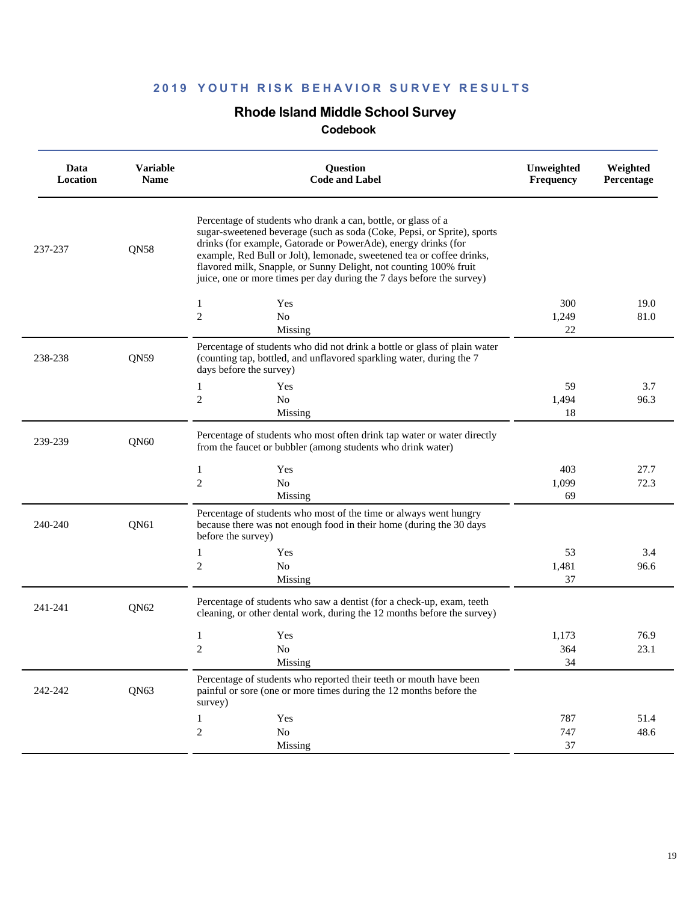## 2019 YOUTH RISK BEHAVIOR SURVEY RESULTS

### Rhode Island Middle School Survey

#### Codebook

| Data Location | Variable Name | Question Code and Label | | Unweighted Frequency | Weighted Percentage |
|---|---|---|---|---|---|
| 237-237 | QN58 | Percentage of students who drank a can, bottle, or glass of a sugar-sweetened beverage (such as soda (Coke, Pepsi, or Sprite), sports drinks (for example, Gatorade or PowerAde), energy drinks (for example, Red Bull or Jolt), lemonade, sweetened tea or coffee drinks, flavored milk, Snapple, or Sunny Delight, not counting 100% fruit juice, one or more times per day during the 7 days before the survey) | | | |
| | | 1 | Yes | 300 | 19.0 |
| | | 2 | No | 1,249 | 81.0 |
| | | | Missing | 22 | |
| 238-238 | QN59 | Percentage of students who did not drink a bottle or glass of plain water (counting tap, bottled, and unflavored sparkling water, during the 7 days before the survey) | | | |
| | | 1 | Yes | 59 | 3.7 |
| | | 2 | No | 1,494 | 96.3 |
| | | | Missing | 18 | |
| 239-239 | QN60 | Percentage of students who most often drink tap water or water directly from the faucet or bubbler (among students who drink water) | | | |
| | | 1 | Yes | 403 | 27.7 |
| | | 2 | No | 1,099 | 72.3 |
| | | | Missing | 69 | |
| 240-240 | QN61 | Percentage of students who most of the time or always went hungry because there was not enough food in their home (during the 30 days before the survey) | | | |
| | | 1 | Yes | 53 | 3.4 |
| | | 2 | No | 1,481 | 96.6 |
| | | | Missing | 37 | |
| 241-241 | QN62 | Percentage of students who saw a dentist (for a check-up, exam, teeth cleaning, or other dental work, during the 12 months before the survey) | | | |
| | | 1 | Yes | 1,173 | 76.9 |
| | | 2 | No | 364 | 23.1 |
| | | | Missing | 34 | |
| 242-242 | QN63 | Percentage of students who reported their teeth or mouth have been painful or sore (one or more times during the 12 months before the survey) | | | |
| | | 1 | Yes | 787 | 51.4 |
| | | 2 | No | 747 | 48.6 |
| | | | Missing | 37 | |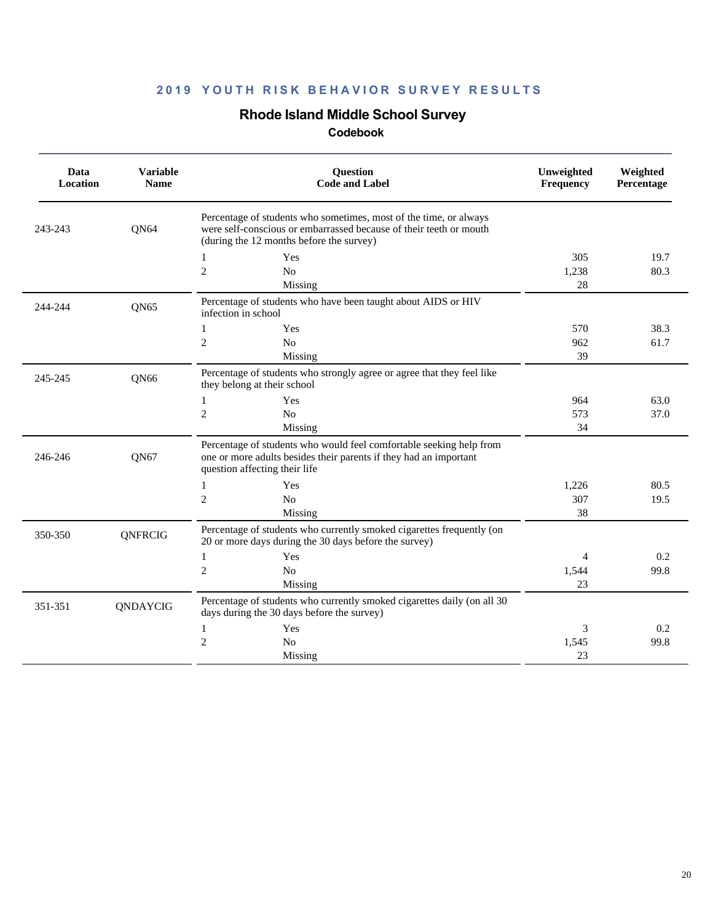## 2019 YOUTH RISK BEHAVIOR SURVEY RESULTS

### Rhode Island Middle School Survey

#### Codebook

| Data Location | Variable Name | Question Code and Label | | Unweighted Frequency | Weighted Percentage |
|---|---|---|---|---|---|
| 243-243 | QN64 | Percentage of students who sometimes, most of the time, or always were self-conscious or embarrassed because of their teeth or mouth (during the 12 months before the survey) | | | |
| | | 1 | Yes | 305 | 19.7 |
| | | 2 | No | 1,238 | 80.3 |
| | | | Missing | 28 | |
| 244-244 | QN65 | Percentage of students who have been taught about AIDS or HIV infection in school | | | |
| | | 1 | Yes | 570 | 38.3 |
| | | 2 | No | 962 | 61.7 |
| | | | Missing | 39 | |
| 245-245 | QN66 | Percentage of students who strongly agree or agree that they feel like they belong at their school | | | |
| | | 1 | Yes | 964 | 63.0 |
| | | 2 | No | 573 | 37.0 |
| | | | Missing | 34 | |
| 246-246 | QN67 | Percentage of students who would feel comfortable seeking help from one or more adults besides their parents if they had an important question affecting their life | | | |
| | | 1 | Yes | 1,226 | 80.5 |
| | | 2 | No | 307 | 19.5 |
| | | | Missing | 38 | |
| 350-350 | QNFRCIG | Percentage of students who currently smoked cigarettes frequently (on 20 or more days during the 30 days before the survey) | | | |
| | | 1 | Yes | 4 | 0.2 |
| | | 2 | No | 1,544 | 99.8 |
| | | | Missing | 23 | |
| 351-351 | QNDAYCIG | Percentage of students who currently smoked cigarettes daily (on all 30 days during the 30 days before the survey) | | | |
| | | 1 | Yes | 3 | 0.2 |
| | | 2 | No | 1,545 | 99.8 |
| | | | Missing | 23 | |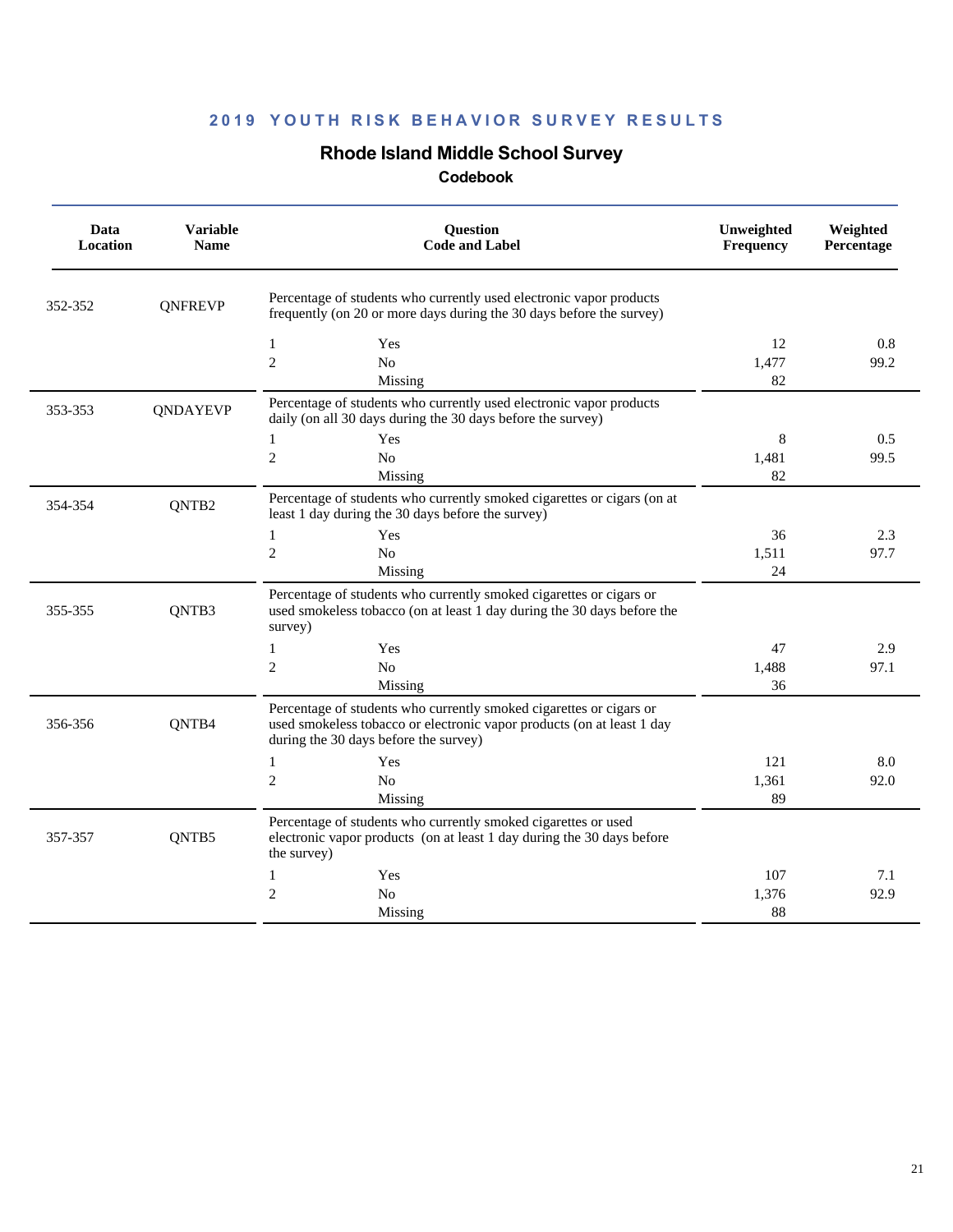## 2019 YOUTH RISK BEHAVIOR SURVEY RESULTS

### Rhode Island Middle School Survey

**Codebook**

| Data Location | Variable Name | Question Code and Label | | Unweighted Frequency | Weighted Percentage |
|---|---|---|---|---|---|
| 352-352 | QNFREVP | Percentage of students who currently used electronic vapor products frequently (on 20 or more days during the 30 days before the survey) | | | |
| | | 1 | Yes | 12 | 0.8 |
| | | 2 | No | 1,477 | 99.2 |
| | | | Missing | 82 | |
| 353-353 | QNDAYEVP | Percentage of students who currently used electronic vapor products daily (on all 30 days during the 30 days before the survey) | | | |
| | | 1 | Yes | 8 | 0.5 |
| | | 2 | No | 1,481 | 99.5 |
| | | | Missing | 82 | |
| 354-354 | QNTB2 | Percentage of students who currently smoked cigarettes or cigars (on at least 1 day during the 30 days before the survey) | | | |
| | | 1 | Yes | 36 | 2.3 |
| | | 2 | No | 1,511 | 97.7 |
| | | | Missing | 24 | |
| 355-355 | QNTB3 | Percentage of students who currently smoked cigarettes or cigars or used smokeless tobacco (on at least 1 day during the 30 days before the survey) | | | |
| | | 1 | Yes | 47 | 2.9 |
| | | 2 | No | 1,488 | 97.1 |
| | | | Missing | 36 | |
| 356-356 | QNTB4 | Percentage of students who currently smoked cigarettes or cigars or used smokeless tobacco or electronic vapor products (on at least 1 day during the 30 days before the survey) | | | |
| | | 1 | Yes | 121 | 8.0 |
| | | 2 | No | 1,361 | 92.0 |
| | | | Missing | 89 | |
| 357-357 | QNTB5 | Percentage of students who currently smoked cigarettes or used electronic vapor products (on at least 1 day during the 30 days before the survey) | | | |
| | | 1 | Yes | 107 | 7.1 |
| | | 2 | No | 1,376 | 92.9 |
| | | | Missing | 88 | |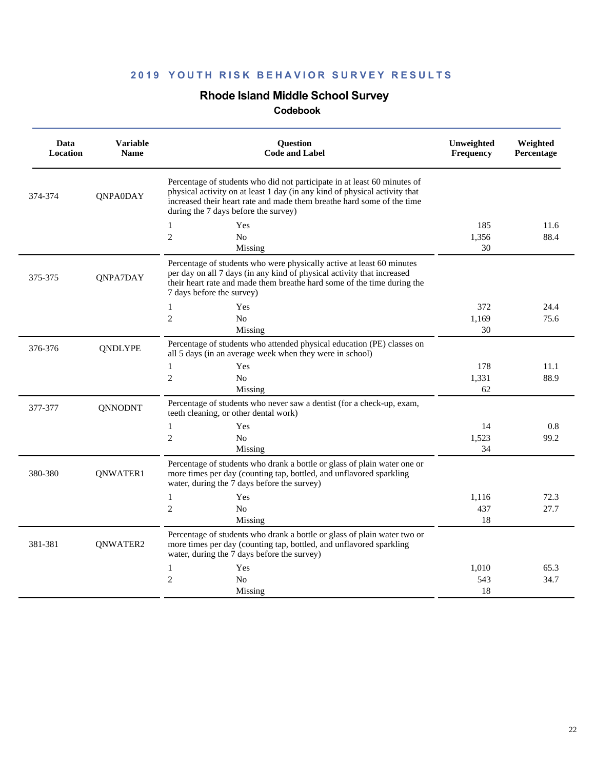**2019 YOUTH RISK BEHAVIOR SURVEY RESULTS**

## Rhode Island Middle School Survey

### Codebook

| Data Location | Variable Name | Question Code and Label | | Unweighted Frequency | Weighted Percentage |
|---|---|---|---|---|---|
| 374-374 | QNPA0DAY | Percentage of students who did not participate in at least 60 minutes of physical activity on at least 1 day (in any kind of physical activity that increased their heart rate and made them breathe hard some of the time during the 7 days before the survey) | | | |
| | | 1 | Yes | 185 | 11.6 |
| | | 2 | No | 1,356 | 88.4 |
| | | | Missing | 30 | |
| 375-375 | QNPA7DAY | Percentage of students who were physically active at least 60 minutes per day on all 7 days (in any kind of physical activity that increased their heart rate and made them breathe hard some of the time during the 7 days before the survey) | | | |
| | | 1 | Yes | 372 | 24.4 |
| | | 2 | No | 1,169 | 75.6 |
| | | | Missing | 30 | |
| 376-376 | QNDLYPE | Percentage of students who attended physical education (PE) classes on all 5 days (in an average week when they were in school) | | | |
| | | 1 | Yes | 178 | 11.1 |
| | | 2 | No | 1,331 | 88.9 |
| | | | Missing | 62 | |
| 377-377 | QNNODNT | Percentage of students who never saw a dentist (for a check-up, exam, teeth cleaning, or other dental work) | | | |
| | | 1 | Yes | 14 | 0.8 |
| | | 2 | No | 1,523 | 99.2 |
| | | | Missing | 34 | |
| 380-380 | QNWATER1 | Percentage of students who drank a bottle or glass of plain water one or more times per day (counting tap, bottled, and unflavored sparkling water, during the 7 days before the survey) | | | |
| | | 1 | Yes | 1,116 | 72.3 |
| | | 2 | No | 437 | 27.7 |
| | | | Missing | 18 | |
| 381-381 | QNWATER2 | Percentage of students who drank a bottle or glass of plain water two or more times per day (counting tap, bottled, and unflavored sparkling water, during the 7 days before the survey) | | | |
| | | 1 | Yes | 1,010 | 65.3 |
| | | 2 | No | 543 | 34.7 |
| | | | Missing | 18 | |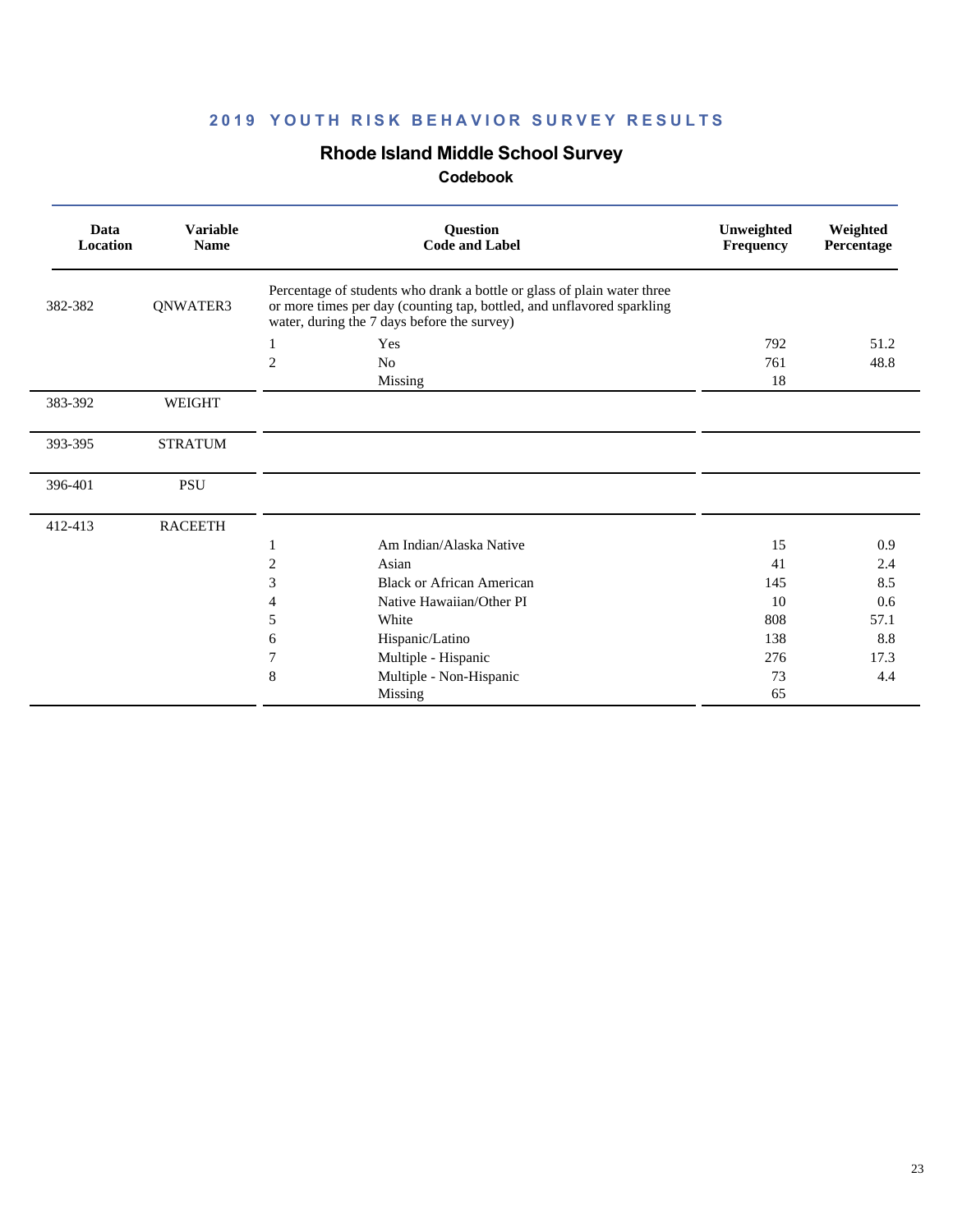2019 YOUTH RISK BEHAVIOR SURVEY RESULTS

## Rhode Island Middle School Survey

### Codebook

| Data Location | Variable Name | Question Code and Label | | Unweighted Frequency | Weighted Percentage |
|---|---|---|---|---|---|
| 382-382 | QNWATER3 | Percentage of students who drank a bottle or glass of plain water three or more times per day (counting tap, bottled, and unflavored sparkling water, during the 7 days before the survey) | | | |
| | | 1 | Yes | 792 | 51.2 |
| | | 2 | No | 761 | 48.8 |
| | | | Missing | 18 | |
| 383-392 | WEIGHT | | | | |
| 393-395 | STRATUM | | | | |
| 396-401 | PSU | | | | |
| 412-413 | RACEETH | | | | |
| | | 1 | Am Indian/Alaska Native | 15 | 0.9 |
| | | 2 | Asian | 41 | 2.4 |
| | | 3 | Black or African American | 145 | 8.5 |
| | | 4 | Native Hawaiian/Other PI | 10 | 0.6 |
| | | 5 | White | 808 | 57.1 |
| | | 6 | Hispanic/Latino | 138 | 8.8 |
| | | 7 | Multiple - Hispanic | 276 | 17.3 |
| | | 8 | Multiple - Non-Hispanic | 73 | 4.4 |
| | | | Missing | 65 | |